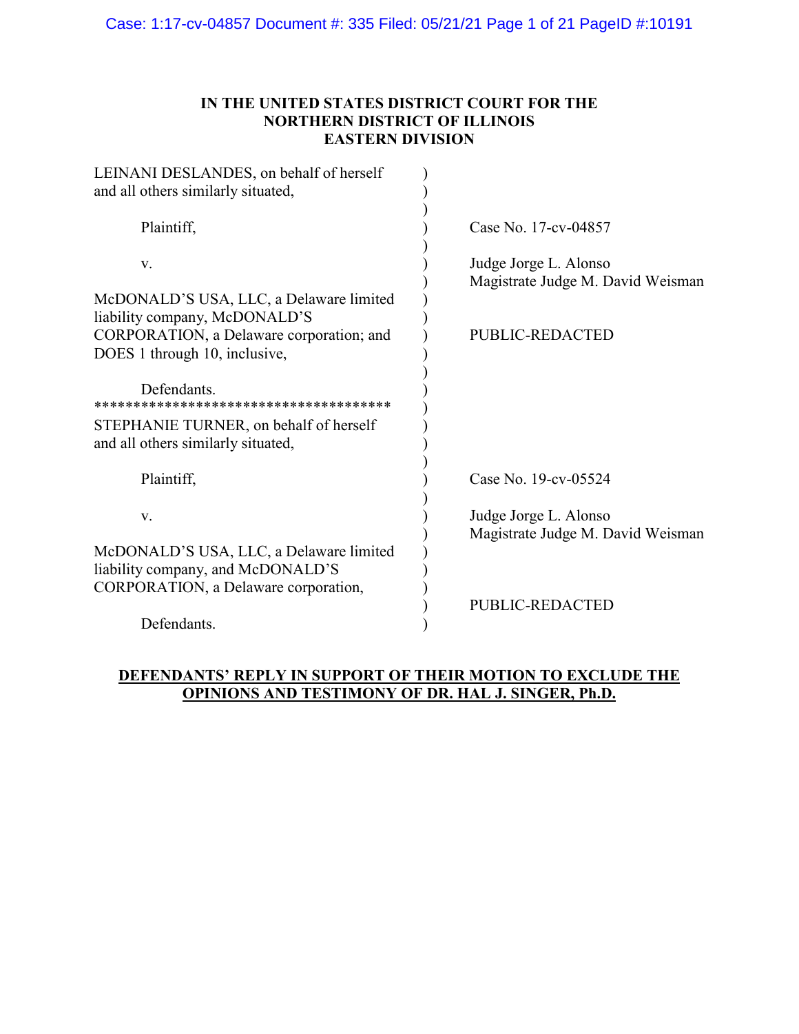**IN THE UNITED STATES DISTRICT COURT FOR THE NORTHERN DISTRICT OF ILLINOIS EASTERN DIVISION**

| | |
|---|---|
| LEINANI DESLANDES, on behalf of herself and all others similarly situated, | |
| Plaintiff, | Case No. 17-cv-04857 |
| v. | Judge Jorge L. Alonso<br>Magistrate Judge M. David Weisman |
| McDONALD'S USA, LLC, a Delaware limited liability company, McDONALD'S CORPORATION, a Delaware corporation; and DOES 1 through 10, inclusive, | PUBLIC-REDACTED |
| Defendants. | |
| ************************************** | |
| STEPHANIE TURNER, on behalf of herself and all others similarly situated, | |
| Plaintiff, | Case No. 19-cv-05524 |
| v. | Judge Jorge L. Alonso<br>Magistrate Judge M. David Weisman |
| McDONALD'S USA, LLC, a Delaware limited liability company, and McDONALD'S CORPORATION, a Delaware corporation, | PUBLIC-REDACTED |
| Defendants. | |

**DEFENDANTS' REPLY IN SUPPORT OF THEIR MOTION TO EXCLUDE THE OPINIONS AND TESTIMONY OF DR. HAL J. SINGER, Ph.D.**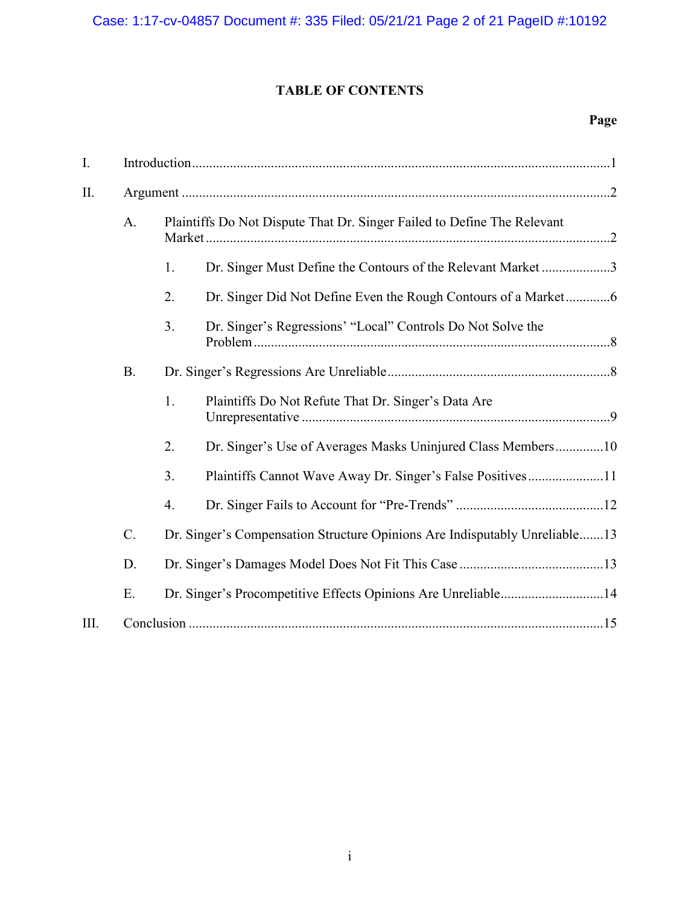## TABLE OF CONTENTS

| | | Page |
|---|---|---|
| I. | Introduction | 1 |
| II. | Argument | 2 |
| | A. Plaintiffs Do Not Dispute That Dr. Singer Failed to Define The Relevant Market | 2 |
| | 1. Dr. Singer Must Define the Contours of the Relevant Market | 3 |
| | 2. Dr. Singer Did Not Define Even the Rough Contours of a Market | 6 |
| | 3. Dr. Singer's Regressions' "Local" Controls Do Not Solve the Problem | 8 |
| | B. Dr. Singer's Regressions Are Unreliable | 8 |
| | 1. Plaintiffs Do Not Refute That Dr. Singer's Data Are Unrepresentative | 9 |
| | 2. Dr. Singer's Use of Averages Masks Uninjured Class Members | 10 |
| | 3. Plaintiffs Cannot Wave Away Dr. Singer's False Positives | 11 |
| | 4. Dr. Singer Fails to Account for "Pre-Trends" | 12 |
| | C. Dr. Singer's Compensation Structure Opinions Are Indisputably Unreliable | 13 |
| | D. Dr. Singer's Damages Model Does Not Fit This Case | 13 |
| | E. Dr. Singer's Procompetitive Effects Opinions Are Unreliable | 14 |
| III. | Conclusion | 15 |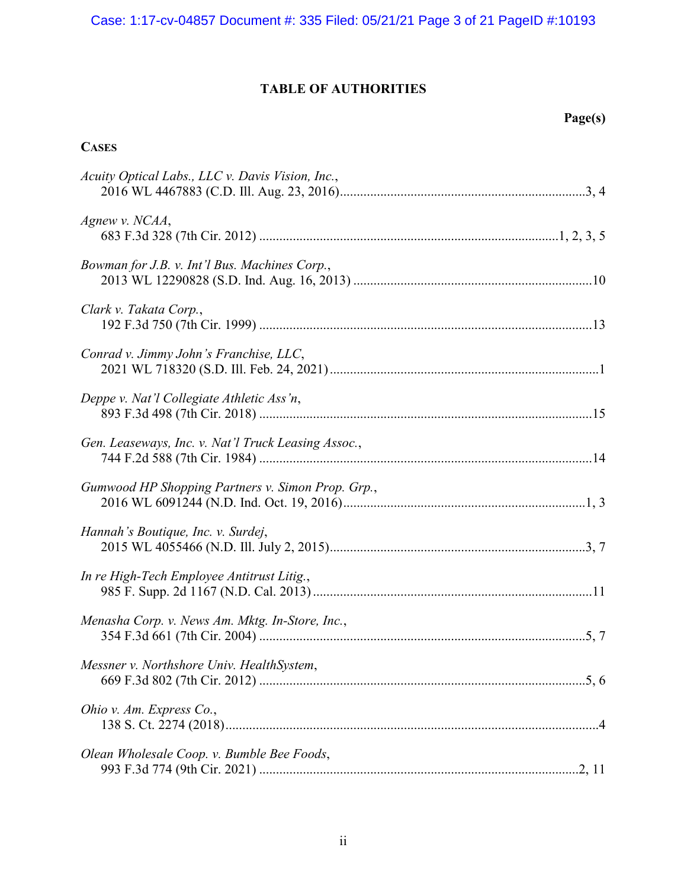# TABLE OF AUTHORITIES

**Page(s)**

## CASES

*Acuity Optical Labs., LLC v. Davis Vision, Inc.*,
2016 WL 4467883 (C.D. Ill. Aug. 23, 2016) ........................................................................ 3, 4

*Agnew v. NCAA*,
683 F.3d 328 (7th Cir. 2012) ........................................................................................ 1, 2, 3, 5

*Bowman for J.B. v. Int'l Bus. Machines Corp.*,
2013 WL 12290828 (S.D. Ind. Aug. 16, 2013) ...................................................................... 10

*Clark v. Takata Corp.*,
192 F.3d 750 (7th Cir. 1999) .................................................................................................. 13

*Conrad v. Jimmy John's Franchise, LLC*,
2021 WL 718320 (S.D. Ill. Feb. 24, 2021) ................................................................................ 1

*Deppe v. Nat'l Collegiate Athletic Ass'n*,
893 F.3d 498 (7th Cir. 2018) .................................................................................................. 15

*Gen. Leaseways, Inc. v. Nat'l Truck Leasing Assoc.*,
744 F.2d 588 (7th Cir. 1984) .................................................................................................. 14

*Gumwood HP Shopping Partners v. Simon Prop. Grp.*,
2016 WL 6091244 (N.D. Ind. Oct. 19, 2016) ....................................................................... 1, 3

*Hannah's Boutique, Inc. v. Surdej*,
2015 WL 4055466 (N.D. Ill. July 2, 2015) ............................................................................ 3, 7

*In re High-Tech Employee Antitrust Litig.*,
985 F. Supp. 2d 1167 (N.D. Cal. 2013) .................................................................................. 11

*Menasha Corp. v. News Am. Mktg. In-Store, Inc.*,
354 F.3d 661 (7th Cir. 2004) ................................................................................................ 5, 7

*Messner v. Northshore Univ. HealthSystem*,
669 F.3d 802 (7th Cir. 2012) ................................................................................................ 5, 6

*Ohio v. Am. Express Co.*,
138 S. Ct. 2274 (2018) .............................................................................................................. 4

*Olean Wholesale Coop. v. Bumble Bee Foods*,
993 F.3d 774 (9th Cir. 2021) .............................................................................................. 2, 11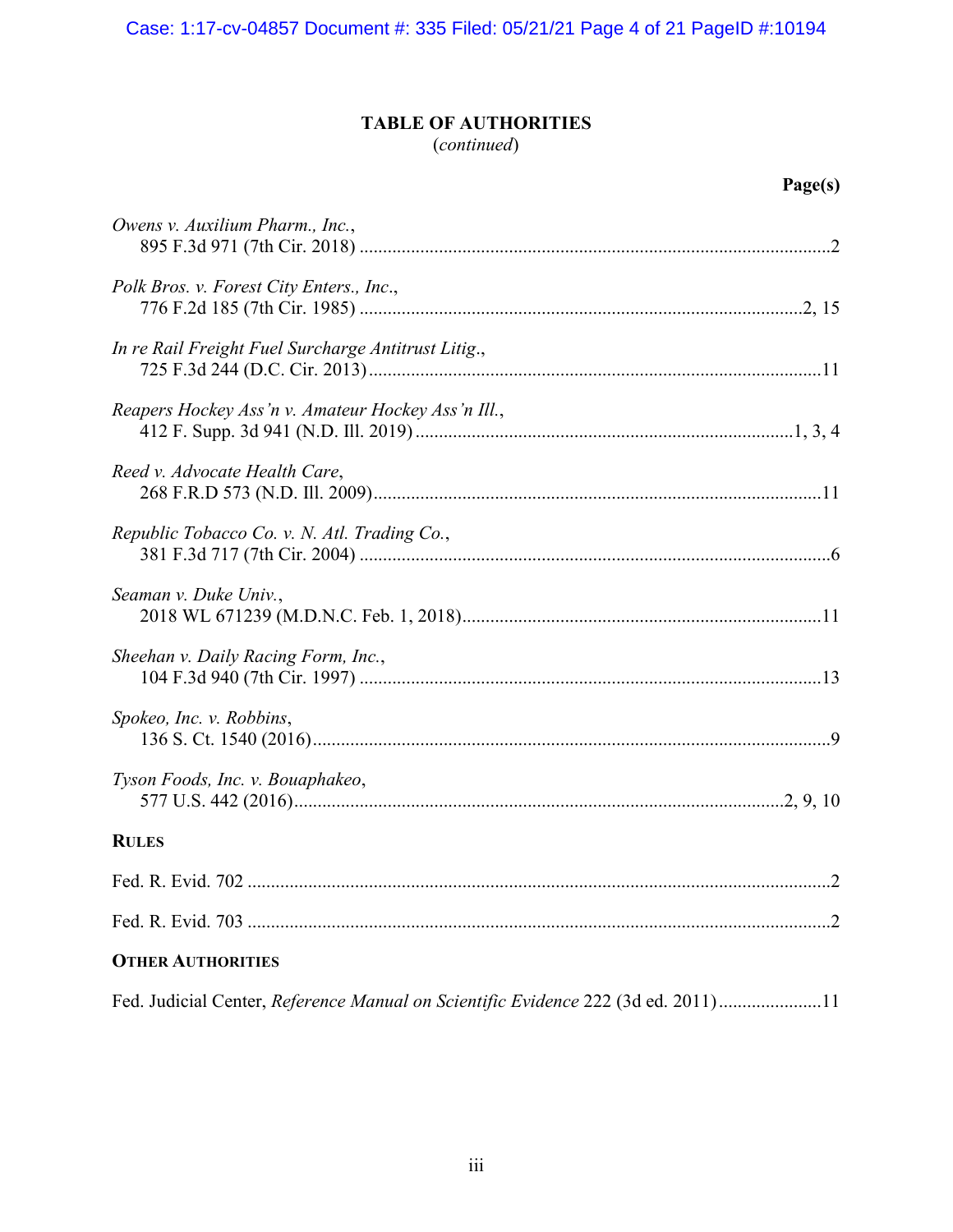## TABLE OF AUTHORITIES
(*continued*)

**Page(s)**

*Owens v. Auxilium Pharm., Inc.*,
895 F.3d 971 (7th Cir. 2018) ....................................................................................................2

*Polk Bros. v. Forest City Enters., Inc.*,
776 F.2d 185 (7th Cir. 1985) ...........................................................................................2, 15

*In re Rail Freight Fuel Surcharge Antitrust Litig.*,
725 F.3d 244 (D.C. Cir. 2013)................................................................................................11

*Reapers Hockey Ass'n v. Amateur Hockey Ass'n Ill.*,
412 F. Supp. 3d 941 (N.D. Ill. 2019) ...............................................................................1, 3, 4

*Reed v. Advocate Health Care*,
268 F.R.D 573 (N.D. Ill. 2009)...............................................................................................11

*Republic Tobacco Co. v. N. Atl. Trading Co.*,
381 F.3d 717 (7th Cir. 2004) ....................................................................................................6

*Seaman v. Duke Univ.*,
2018 WL 671239 (M.D.N.C. Feb. 1, 2018)............................................................................11

*Sheehan v. Daily Racing Form, Inc.*,
104 F.3d 940 (7th Cir. 1997) ..................................................................................................13

*Spokeo, Inc. v. Robbins*,
136 S. Ct. 1540 (2016)...............................................................................................................9

*Tyson Foods, Inc. v. Bouaphakeo*,
577 U.S. 442 (2016)........................................................................................................2, 9, 10

**RULES**

Fed. R. Evid. 702 ............................................................................................................................2

Fed. R. Evid. 703 ............................................................................................................................2

**OTHER AUTHORITIES**

Fed. Judicial Center, *Reference Manual on Scientific Evidence* 222 (3d ed. 2011)......................11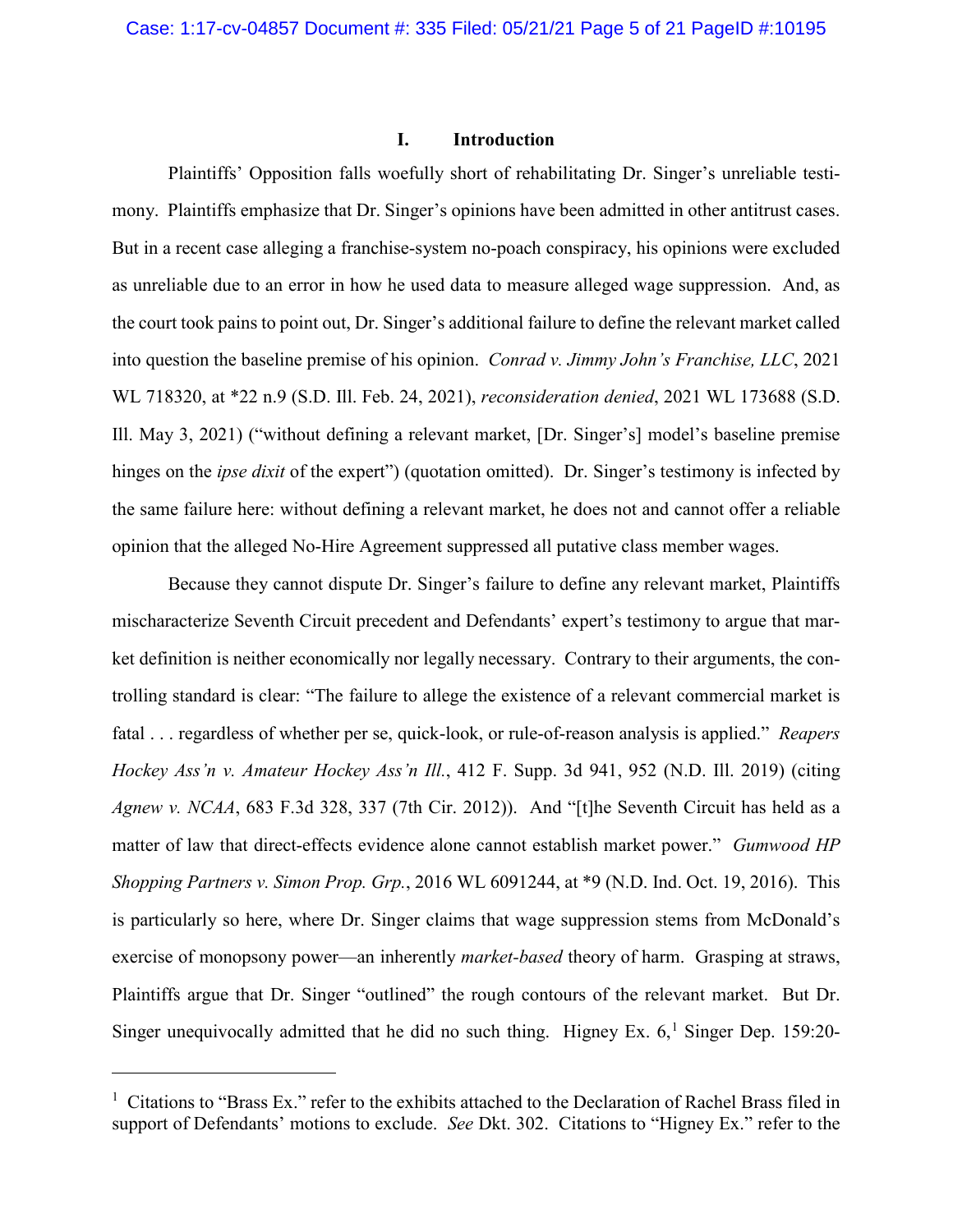## I. Introduction

Plaintiffs' Opposition falls woefully short of rehabilitating Dr. Singer's unreliable testimony. Plaintiffs emphasize that Dr. Singer's opinions have been admitted in other antitrust cases. But in a recent case alleging a franchise-system no-poach conspiracy, his opinions were excluded as unreliable due to an error in how he used data to measure alleged wage suppression. And, as the court took pains to point out, Dr. Singer's additional failure to define the relevant market called into question the baseline premise of his opinion. *Conrad v. Jimmy John's Franchise, LLC*, 2021 WL 718320, at *22 n.9 (S.D. Ill. Feb. 24, 2021), *reconsideration denied*, 2021 WL 173688 (S.D. Ill. May 3, 2021) ("without defining a relevant market, [Dr. Singer's] model's baseline premise hinges on the *ipse dixit* of the expert") (quotation omitted). Dr. Singer's testimony is infected by the same failure here: without defining a relevant market, he does not and cannot offer a reliable opinion that the alleged No-Hire Agreement suppressed all putative class member wages.

Because they cannot dispute Dr. Singer's failure to define any relevant market, Plaintiffs mischaracterize Seventh Circuit precedent and Defendants' expert's testimony to argue that market definition is neither economically nor legally necessary. Contrary to their arguments, the controlling standard is clear: "The failure to allege the existence of a relevant commercial market is fatal . . . regardless of whether per se, quick-look, or rule-of-reason analysis is applied." *Reapers Hockey Ass'n v. Amateur Hockey Ass'n Ill.*, 412 F. Supp. 3d 941, 952 (N.D. Ill. 2019) (citing *Agnew v. NCAA*, 683 F.3d 328, 337 (7th Cir. 2012)). And "[t]he Seventh Circuit has held as a matter of law that direct-effects evidence alone cannot establish market power." *Gumwood HP Shopping Partners v. Simon Prop. Grp.*, 2016 WL 6091244, at *9 (N.D. Ind. Oct. 19, 2016). This is particularly so here, where Dr. Singer claims that wage suppression stems from McDonald's exercise of monopsony power—an inherently *market-based* theory of harm. Grasping at straws, Plaintiffs argue that Dr. Singer "outlined" the rough contours of the relevant market. But Dr. Singer unequivocally admitted that he did no such thing. Higney Ex. 6,[1] Singer Dep. 159:20-

---

[1] Citations to "Brass Ex." refer to the exhibits attached to the Declaration of Rachel Brass filed in support of Defendants' motions to exclude. *See* Dkt. 302. Citations to "Higney Ex." refer to the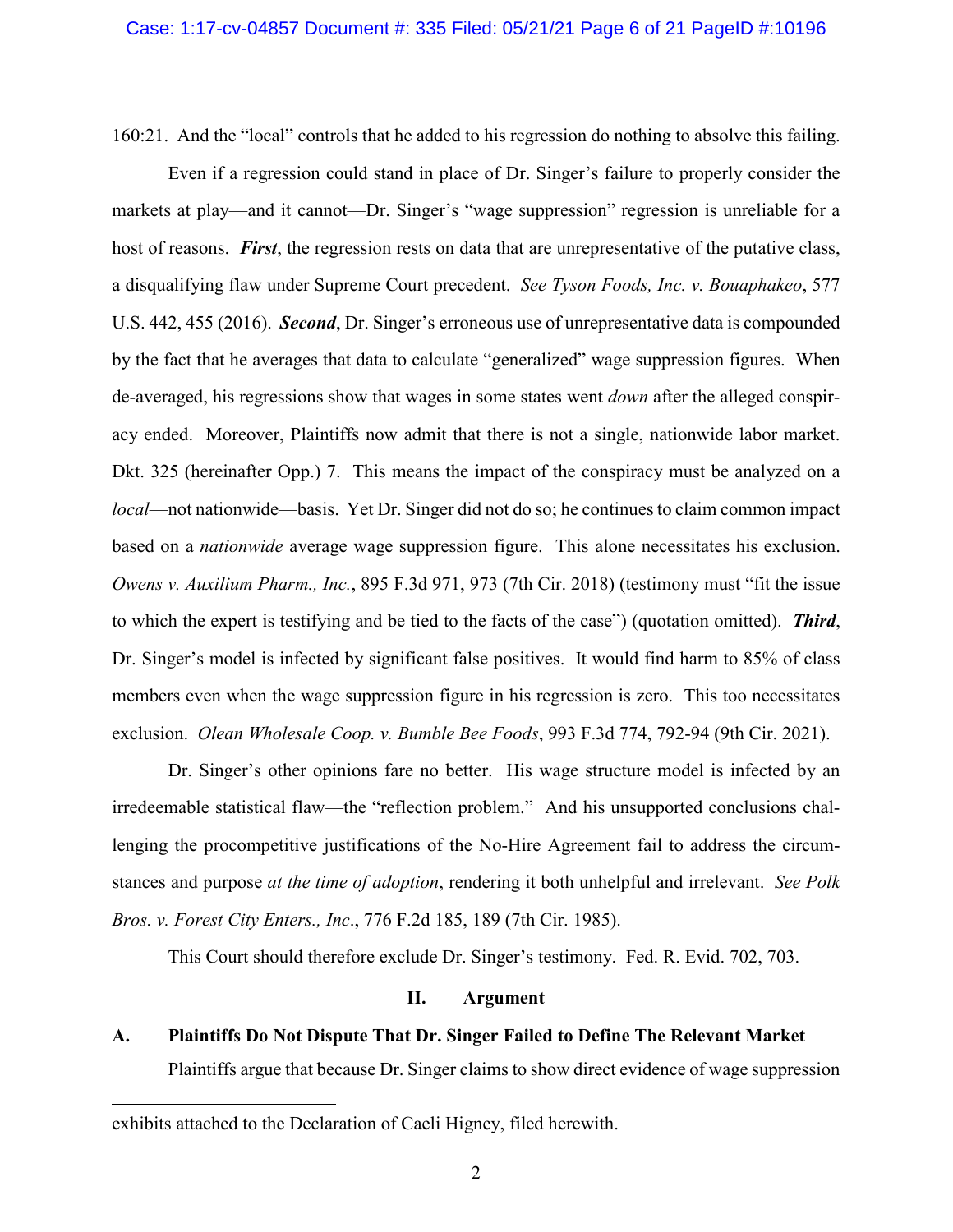160:21. And the "local" controls that he added to his regression do nothing to absolve this failing.

Even if a regression could stand in place of Dr. Singer's failure to properly consider the markets at play—and it cannot—Dr. Singer's "wage suppression" regression is unreliable for a host of reasons. ***First***, the regression rests on data that are unrepresentative of the putative class, a disqualifying flaw under Supreme Court precedent. *See Tyson Foods, Inc. v. Bouaphakeo*, 577 U.S. 442, 455 (2016). ***Second***, Dr. Singer's erroneous use of unrepresentative data is compounded by the fact that he averages that data to calculate "generalized" wage suppression figures. When de-averaged, his regressions show that wages in some states went *down* after the alleged conspiracy ended. Moreover, Plaintiffs now admit that there is not a single, nationwide labor market. Dkt. 325 (hereinafter Opp.) 7. This means the impact of the conspiracy must be analyzed on a *local*—not nationwide—basis. Yet Dr. Singer did not do so; he continues to claim common impact based on a *nationwide* average wage suppression figure. This alone necessitates his exclusion. *Owens v. Auxilium Pharm., Inc.*, 895 F.3d 971, 973 (7th Cir. 2018) (testimony must "fit the issue to which the expert is testifying and be tied to the facts of the case") (quotation omitted). ***Third***, Dr. Singer's model is infected by significant false positives. It would find harm to 85% of class members even when the wage suppression figure in his regression is zero. This too necessitates exclusion. *Olean Wholesale Coop. v. Bumble Bee Foods*, 993 F.3d 774, 792-94 (9th Cir. 2021).

Dr. Singer's other opinions fare no better. His wage structure model is infected by an irredeemable statistical flaw—the "reflection problem." And his unsupported conclusions challenging the procompetitive justifications of the No-Hire Agreement fail to address the circumstances and purpose *at the time of adoption*, rendering it both unhelpful and irrelevant. *See Polk Bros. v. Forest City Enters., Inc*., 776 F.2d 185, 189 (7th Cir. 1985).

This Court should therefore exclude Dr. Singer's testimony. Fed. R. Evid. 702, 703.

## II. Argument

### A. Plaintiffs Do Not Dispute That Dr. Singer Failed to Define The Relevant Market

Plaintiffs argue that because Dr. Singer claims to show direct evidence of wage suppression

---

exhibits attached to the Declaration of Caeli Higney, filed herewith.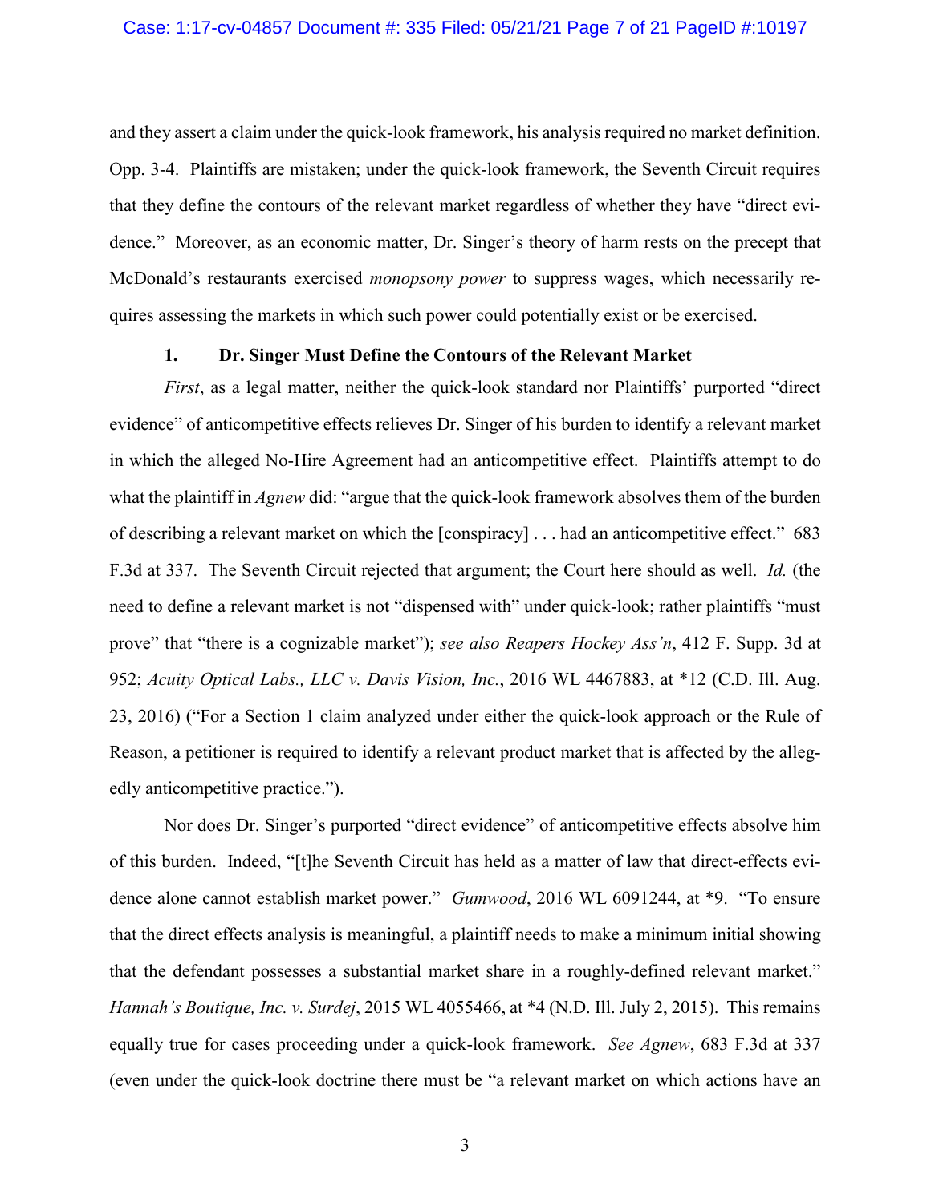and they assert a claim under the quick-look framework, his analysis required no market definition. Opp. 3-4. Plaintiffs are mistaken; under the quick-look framework, the Seventh Circuit requires that they define the contours of the relevant market regardless of whether they have "direct evidence." Moreover, as an economic matter, Dr. Singer's theory of harm rests on the precept that McDonald's restaurants exercised *monopsony power* to suppress wages, which necessarily requires assessing the markets in which such power could potentially exist or be exercised.

### 1. Dr. Singer Must Define the Contours of the Relevant Market

*First*, as a legal matter, neither the quick-look standard nor Plaintiffs' purported "direct evidence" of anticompetitive effects relieves Dr. Singer of his burden to identify a relevant market in which the alleged No-Hire Agreement had an anticompetitive effect. Plaintiffs attempt to do what the plaintiff in *Agnew* did: "argue that the quick-look framework absolves them of the burden of describing a relevant market on which the [conspiracy] . . . had an anticompetitive effect." 683 F.3d at 337. The Seventh Circuit rejected that argument; the Court here should as well. *Id.* (the need to define a relevant market is not "dispensed with" under quick-look; rather plaintiffs "must prove" that "there is a cognizable market"); *see also Reapers Hockey Ass'n*, 412 F. Supp. 3d at 952; *Acuity Optical Labs., LLC v. Davis Vision, Inc.*, 2016 WL 4467883, at *12 (C.D. Ill. Aug. 23, 2016) ("For a Section 1 claim analyzed under either the quick-look approach or the Rule of Reason, a petitioner is required to identify a relevant product market that is affected by the allegedly anticompetitive practice.").

Nor does Dr. Singer's purported "direct evidence" of anticompetitive effects absolve him of this burden. Indeed, "[t]he Seventh Circuit has held as a matter of law that direct-effects evidence alone cannot establish market power." *Gumwood*, 2016 WL 6091244, at *9. "To ensure that the direct effects analysis is meaningful, a plaintiff needs to make a minimum initial showing that the defendant possesses a substantial market share in a roughly-defined relevant market." *Hannah's Boutique, Inc. v. Surdej*, 2015 WL 4055466, at *4 (N.D. Ill. July 2, 2015). This remains equally true for cases proceeding under a quick-look framework. *See Agnew*, 683 F.3d at 337 (even under the quick-look doctrine there must be "a relevant market on which actions have an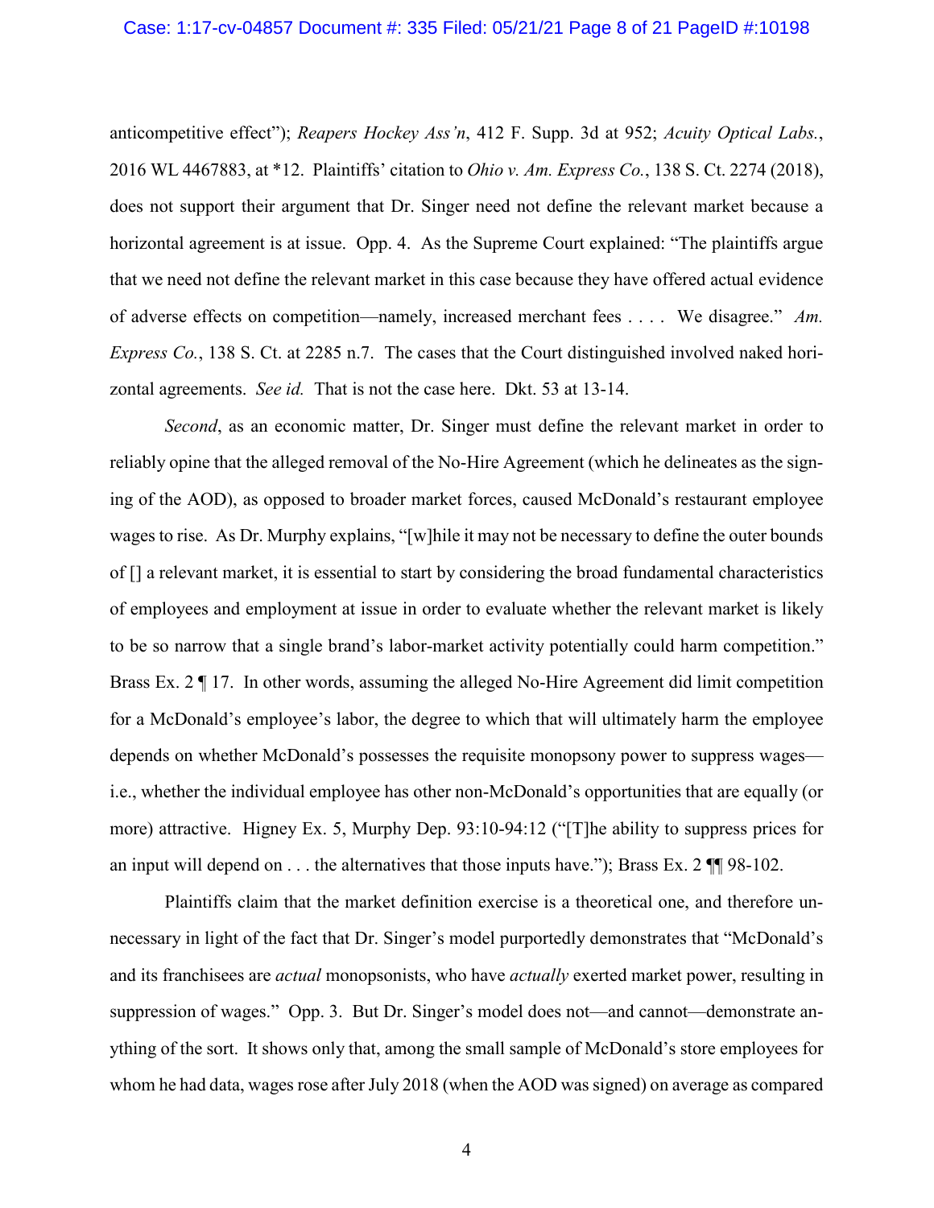anticompetitive effect"); *Reapers Hockey Ass'n*, 412 F. Supp. 3d at 952; *Acuity Optical Labs.*, 2016 WL 4467883, at *12. Plaintiffs' citation to *Ohio v. Am. Express Co.*, 138 S. Ct. 2274 (2018), does not support their argument that Dr. Singer need not define the relevant market because a horizontal agreement is at issue. Opp. 4. As the Supreme Court explained: "The plaintiffs argue that we need not define the relevant market in this case because they have offered actual evidence of adverse effects on competition—namely, increased merchant fees . . . . We disagree." *Am. Express Co.*, 138 S. Ct. at 2285 n.7. The cases that the Court distinguished involved naked horizontal agreements. *See id.* That is not the case here. Dkt. 53 at 13-14.

*Second*, as an economic matter, Dr. Singer must define the relevant market in order to reliably opine that the alleged removal of the No-Hire Agreement (which he delineates as the signing of the AOD), as opposed to broader market forces, caused McDonald's restaurant employee wages to rise. As Dr. Murphy explains, "[w]hile it may not be necessary to define the outer bounds of [] a relevant market, it is essential to start by considering the broad fundamental characteristics of employees and employment at issue in order to evaluate whether the relevant market is likely to be so narrow that a single brand's labor-market activity potentially could harm competition." Brass Ex. 2 ¶ 17. In other words, assuming the alleged No-Hire Agreement did limit competition for a McDonald's employee's labor, the degree to which that will ultimately harm the employee depends on whether McDonald's possesses the requisite monopsony power to suppress wages—i.e., whether the individual employee has other non-McDonald's opportunities that are equally (or more) attractive. Higney Ex. 5, Murphy Dep. 93:10-94:12 ("[T]he ability to suppress prices for an input will depend on . . . the alternatives that those inputs have."); Brass Ex. 2 ¶¶ 98-102.

Plaintiffs claim that the market definition exercise is a theoretical one, and therefore unnecessary in light of the fact that Dr. Singer's model purportedly demonstrates that "McDonald's and its franchisees are *actual* monopsonists, who have *actually* exerted market power, resulting in suppression of wages." Opp. 3. But Dr. Singer's model does not—and cannot—demonstrate anything of the sort. It shows only that, among the small sample of McDonald's store employees for whom he had data, wages rose after July 2018 (when the AOD was signed) on average as compared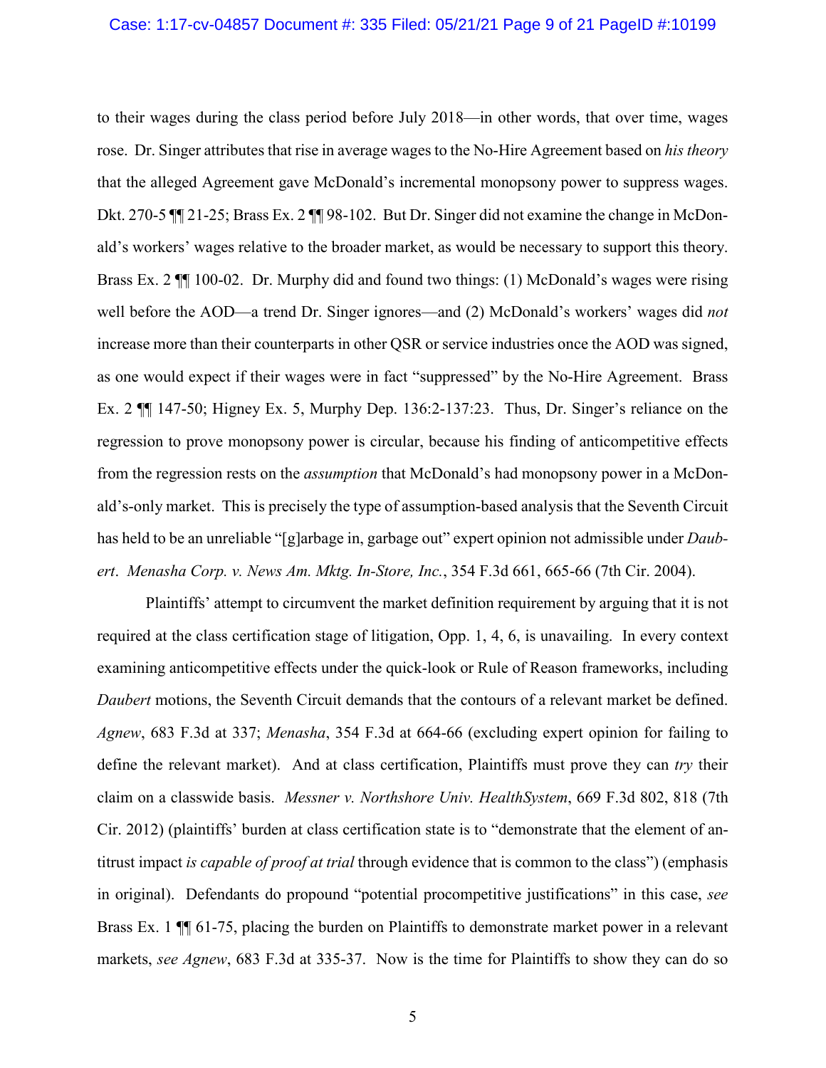to their wages during the class period before July 2018—in other words, that over time, wages rose. Dr. Singer attributes that rise in average wages to the No-Hire Agreement based on *his theory* that the alleged Agreement gave McDonald's incremental monopsony power to suppress wages. Dkt. 270-5 ¶¶ 21-25; Brass Ex. 2 ¶¶ 98-102. But Dr. Singer did not examine the change in McDonald's workers' wages relative to the broader market, as would be necessary to support this theory. Brass Ex. 2 ¶¶ 100-02. Dr. Murphy did and found two things: (1) McDonald's wages were rising well before the AOD—a trend Dr. Singer ignores—and (2) McDonald's workers' wages did *not* increase more than their counterparts in other QSR or service industries once the AOD was signed, as one would expect if their wages were in fact "suppressed" by the No-Hire Agreement. Brass Ex. 2 ¶¶ 147-50; Higney Ex. 5, Murphy Dep. 136:2-137:23. Thus, Dr. Singer's reliance on the regression to prove monopsony power is circular, because his finding of anticompetitive effects from the regression rests on the *assumption* that McDonald's had monopsony power in a McDonald's-only market. This is precisely the type of assumption-based analysis that the Seventh Circuit has held to be an unreliable "[g]arbage in, garbage out" expert opinion not admissible under *Daubert*. *Menasha Corp. v. News Am. Mktg. In-Store, Inc.*, 354 F.3d 661, 665-66 (7th Cir. 2004).

Plaintiffs' attempt to circumvent the market definition requirement by arguing that it is not required at the class certification stage of litigation, Opp. 1, 4, 6, is unavailing. In every context examining anticompetitive effects under the quick-look or Rule of Reason frameworks, including *Daubert* motions, the Seventh Circuit demands that the contours of a relevant market be defined. *Agnew*, 683 F.3d at 337; *Menasha*, 354 F.3d at 664-66 (excluding expert opinion for failing to define the relevant market). And at class certification, Plaintiffs must prove they can *try* their claim on a classwide basis. *Messner v. Northshore Univ. HealthSystem*, 669 F.3d 802, 818 (7th Cir. 2012) (plaintiffs' burden at class certification state is to "demonstrate that the element of antitrust impact *is capable of proof at trial* through evidence that is common to the class") (emphasis in original). Defendants do propound "potential procompetitive justifications" in this case, *see* Brass Ex. 1 ¶¶ 61-75, placing the burden on Plaintiffs to demonstrate market power in a relevant markets, *see Agnew*, 683 F.3d at 335-37. Now is the time for Plaintiffs to show they can do so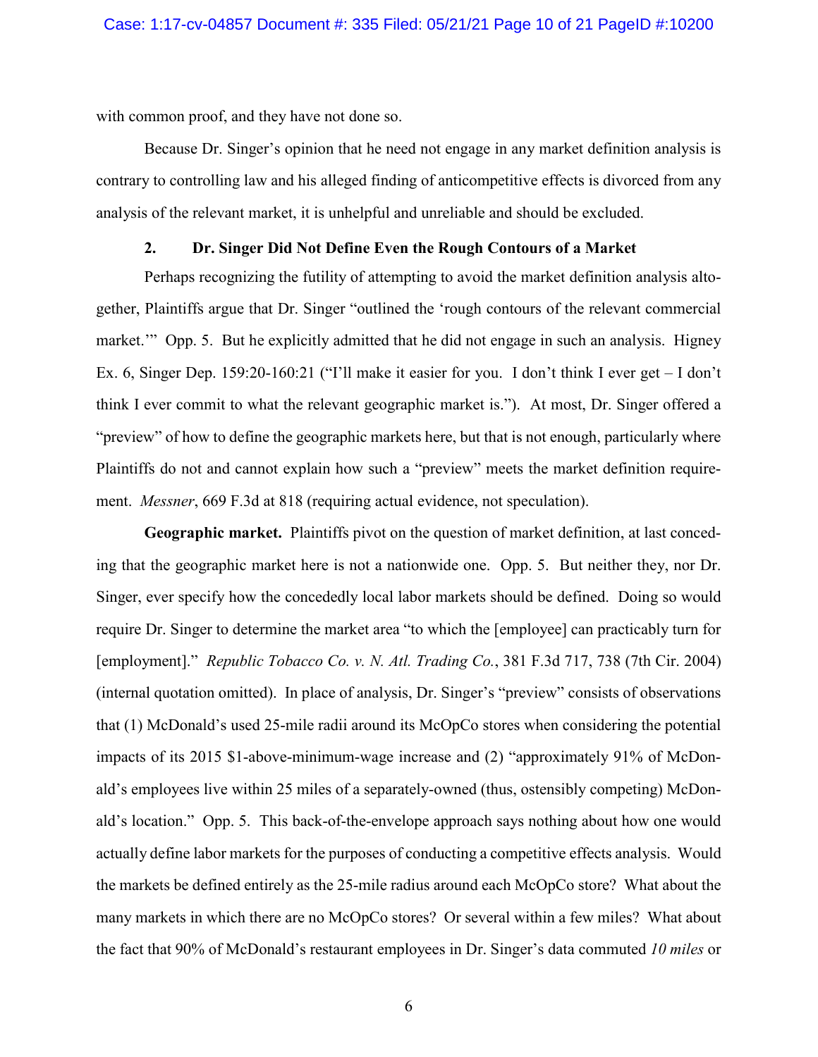with common proof, and they have not done so.

Because Dr. Singer's opinion that he need not engage in any market definition analysis is contrary to controlling law and his alleged finding of anticompetitive effects is divorced from any analysis of the relevant market, it is unhelpful and unreliable and should be excluded.

### 2. Dr. Singer Did Not Define Even the Rough Contours of a Market

Perhaps recognizing the futility of attempting to avoid the market definition analysis altogether, Plaintiffs argue that Dr. Singer "outlined the 'rough contours of the relevant commercial market.'" Opp. 5. But he explicitly admitted that he did not engage in such an analysis. Higney Ex. 6, Singer Dep. 159:20-160:21 ("I'll make it easier for you. I don't think I ever get – I don't think I ever commit to what the relevant geographic market is."). At most, Dr. Singer offered a "preview" of how to define the geographic markets here, but that is not enough, particularly where Plaintiffs do not and cannot explain how such a "preview" meets the market definition requirement. *Messner*, 669 F.3d at 818 (requiring actual evidence, not speculation).

**Geographic market.** Plaintiffs pivot on the question of market definition, at last conceding that the geographic market here is not a nationwide one. Opp. 5. But neither they, nor Dr. Singer, ever specify how the concededly local labor markets should be defined. Doing so would require Dr. Singer to determine the market area "to which the [employee] can practicably turn for [employment]." *Republic Tobacco Co. v. N. Atl. Trading Co.*, 381 F.3d 717, 738 (7th Cir. 2004) (internal quotation omitted). In place of analysis, Dr. Singer's "preview" consists of observations that (1) McDonald's used 25-mile radii around its McOpCo stores when considering the potential impacts of its 2015 $1-above-minimum-wage increase and (2) "approximately 91% of McDonald's employees live within 25 miles of a separately-owned (thus, ostensibly competing) McDonald's location." Opp. 5. This back-of-the-envelope approach says nothing about how one would actually define labor markets for the purposes of conducting a competitive effects analysis. Would the markets be defined entirely as the 25-mile radius around each McOpCo store? What about the many markets in which there are no McOpCo stores? Or several within a few miles? What about the fact that 90% of McDonald's restaurant employees in Dr. Singer's data commuted *10 miles* or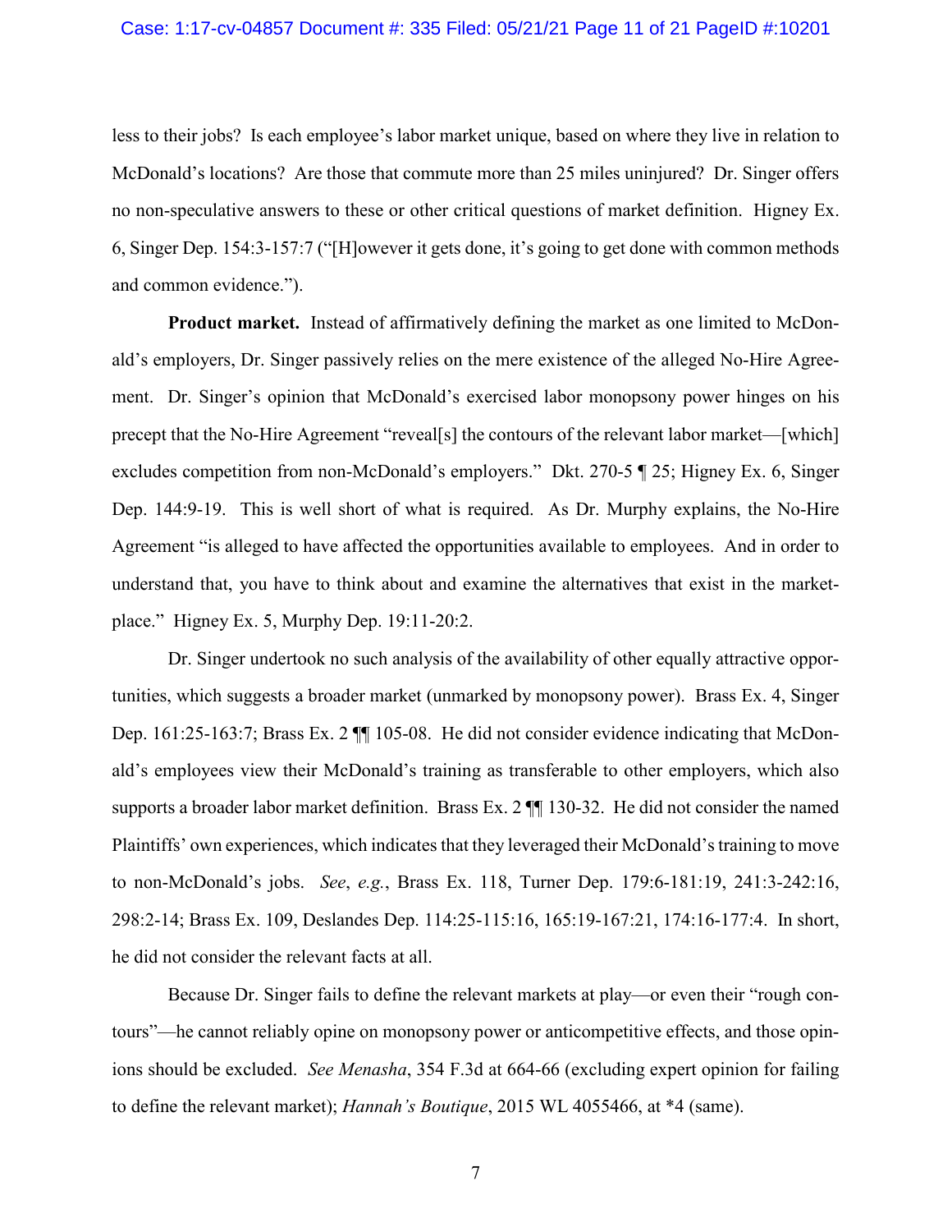less to their jobs? Is each employee's labor market unique, based on where they live in relation to McDonald's locations? Are those that commute more than 25 miles uninjured? Dr. Singer offers no non-speculative answers to these or other critical questions of market definition. Higney Ex. 6, Singer Dep. 154:3-157:7 ("[H]owever it gets done, it's going to get done with common methods and common evidence.").

**Product market.** Instead of affirmatively defining the market as one limited to McDonald's employers, Dr. Singer passively relies on the mere existence of the alleged No-Hire Agreement. Dr. Singer's opinion that McDonald's exercised labor monopsony power hinges on his precept that the No-Hire Agreement "reveal[s] the contours of the relevant labor market—[which] excludes competition from non-McDonald's employers." Dkt. 270-5 ¶ 25; Higney Ex. 6, Singer Dep. 144:9-19. This is well short of what is required. As Dr. Murphy explains, the No-Hire Agreement "is alleged to have affected the opportunities available to employees. And in order to understand that, you have to think about and examine the alternatives that exist in the marketplace." Higney Ex. 5, Murphy Dep. 19:11-20:2.

Dr. Singer undertook no such analysis of the availability of other equally attractive opportunities, which suggests a broader market (unmarked by monopsony power). Brass Ex. 4, Singer Dep. 161:25-163:7; Brass Ex. 2 ¶¶ 105-08. He did not consider evidence indicating that McDonald's employees view their McDonald's training as transferable to other employers, which also supports a broader labor market definition. Brass Ex. 2 ¶¶ 130-32. He did not consider the named Plaintiffs' own experiences, which indicates that they leveraged their McDonald's training to move to non-McDonald's jobs. *See*, *e.g.*, Brass Ex. 118, Turner Dep. 179:6-181:19, 241:3-242:16, 298:2-14; Brass Ex. 109, Deslandes Dep. 114:25-115:16, 165:19-167:21, 174:16-177:4. In short, he did not consider the relevant facts at all.

Because Dr. Singer fails to define the relevant markets at play—or even their "rough contours"—he cannot reliably opine on monopsony power or anticompetitive effects, and those opinions should be excluded. *See Menasha*, 354 F.3d at 664-66 (excluding expert opinion for failing to define the relevant market); *Hannah's Boutique*, 2015 WL 4055466, at *4 (same).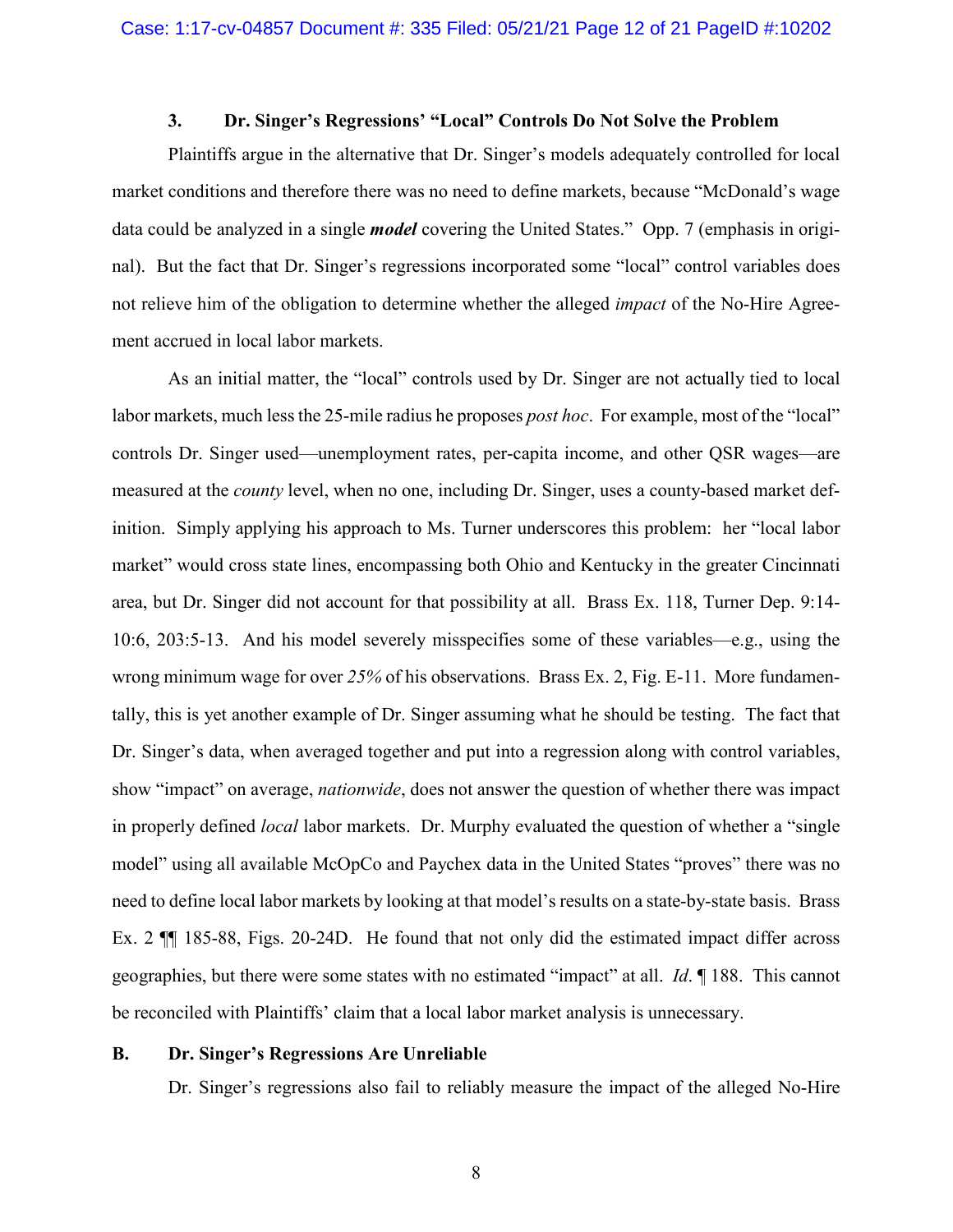### 3. Dr. Singer's Regressions' "Local" Controls Do Not Solve the Problem

Plaintiffs argue in the alternative that Dr. Singer's models adequately controlled for local market conditions and therefore there was no need to define markets, because "McDonald's wage data could be analyzed in a single ***model*** covering the United States." Opp. 7 (emphasis in original). But the fact that Dr. Singer's regressions incorporated some "local" control variables does not relieve him of the obligation to determine whether the alleged *impact* of the No-Hire Agreement accrued in local labor markets.

As an initial matter, the "local" controls used by Dr. Singer are not actually tied to local labor markets, much less the 25-mile radius he proposes *post hoc*. For example, most of the "local" controls Dr. Singer used—unemployment rates, per-capita income, and other QSR wages—are measured at the *county* level, when no one, including Dr. Singer, uses a county-based market definition. Simply applying his approach to Ms. Turner underscores this problem: her "local labor market" would cross state lines, encompassing both Ohio and Kentucky in the greater Cincinnati area, but Dr. Singer did not account for that possibility at all. Brass Ex. 118, Turner Dep. 9:14-10:6, 203:5-13. And his model severely misspecifies some of these variables—e.g., using the wrong minimum wage for over *25%* of his observations. Brass Ex. 2, Fig. E-11. More fundamentally, this is yet another example of Dr. Singer assuming what he should be testing. The fact that Dr. Singer's data, when averaged together and put into a regression along with control variables, show "impact" on average, *nationwide*, does not answer the question of whether there was impact in properly defined *local* labor markets. Dr. Murphy evaluated the question of whether a "single model" using all available McOpCo and Paychex data in the United States "proves" there was no need to define local labor markets by looking at that model's results on a state-by-state basis. Brass Ex. 2 ¶¶ 185-88, Figs. 20-24D. He found that not only did the estimated impact differ across geographies, but there were some states with no estimated "impact" at all. *Id*. ¶ 188. This cannot be reconciled with Plaintiffs' claim that a local labor market analysis is unnecessary.

## B. Dr. Singer's Regressions Are Unreliable

Dr. Singer's regressions also fail to reliably measure the impact of the alleged No-Hire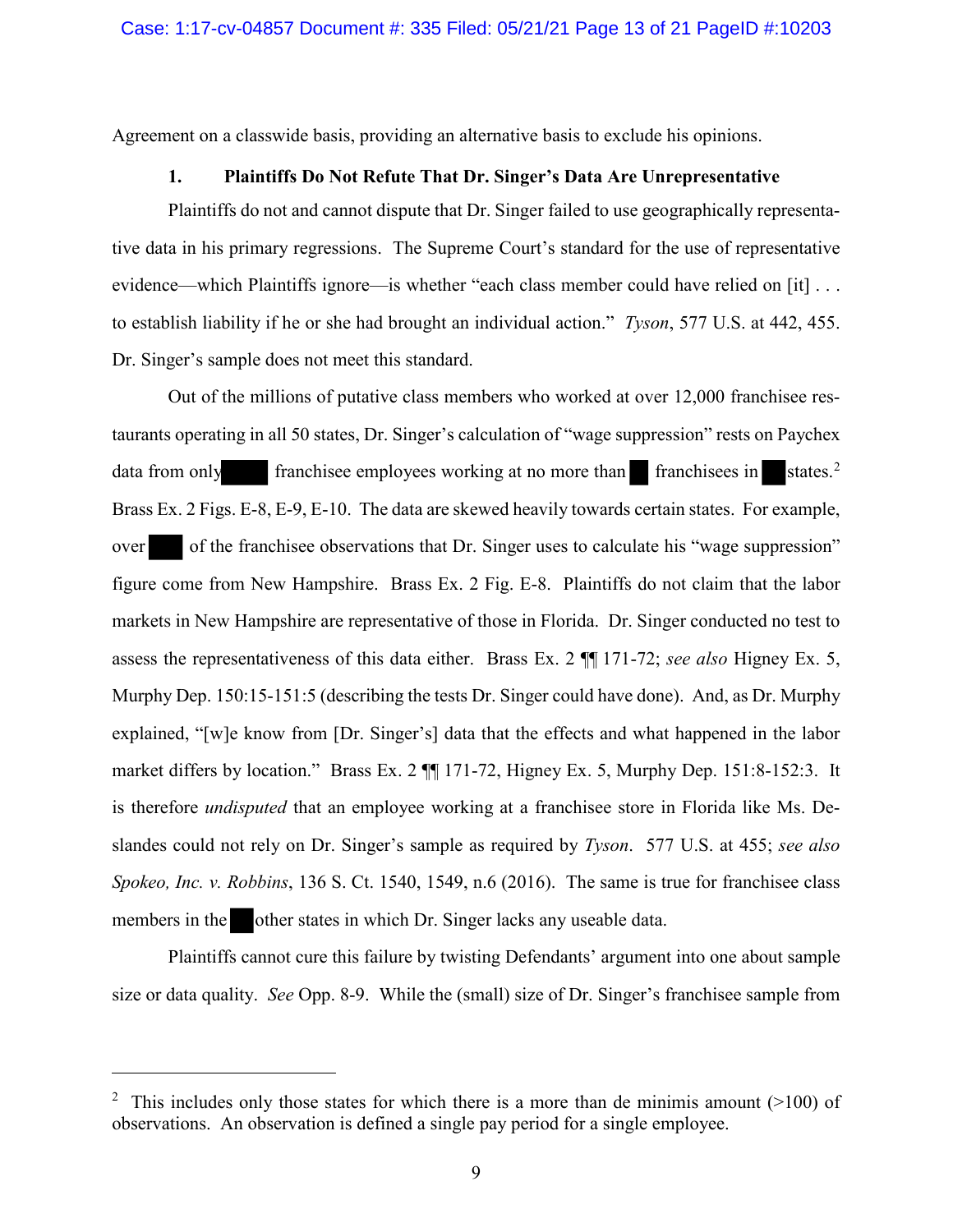Agreement on a classwide basis, providing an alternative basis to exclude his opinions.

### 1. Plaintiffs Do Not Refute That Dr. Singer's Data Are Unrepresentative

Plaintiffs do not and cannot dispute that Dr. Singer failed to use geographically representative data in his primary regressions. The Supreme Court's standard for the use of representative evidence—which Plaintiffs ignore—is whether "each class member could have relied on [it] . . . to establish liability if he or she had brought an individual action." *Tyson*, 577 U.S. at 442, 455. Dr. Singer's sample does not meet this standard.

Out of the millions of putative class members who worked at over 12,000 franchisee restaurants operating in all 50 states, Dr. Singer's calculation of "wage suppression" rests on Paychex data from only [REDACTED] franchisee employees working at no more than [REDACTED] franchisees in [REDACTED] states.[2] Brass Ex. 2 Figs. E-8, E-9, E-10. The data are skewed heavily towards certain states. For example, over [REDACTED] of the franchisee observations that Dr. Singer uses to calculate his "wage suppression" figure come from New Hampshire. Brass Ex. 2 Fig. E-8. Plaintiffs do not claim that the labor markets in New Hampshire are representative of those in Florida. Dr. Singer conducted no test to assess the representativeness of this data either. Brass Ex. 2 ¶¶ 171-72; *see also* Higney Ex. 5, Murphy Dep. 150:15-151:5 (describing the tests Dr. Singer could have done). And, as Dr. Murphy explained, "[w]e know from [Dr. Singer's] data that the effects and what happened in the labor market differs by location." Brass Ex. 2 ¶¶ 171-72, Higney Ex. 5, Murphy Dep. 151:8-152:3. It is therefore *undisputed* that an employee working at a franchisee store in Florida like Ms. Deslandes could not rely on Dr. Singer's sample as required by *Tyson*. 577 U.S. at 455; *see also* *Spokeo, Inc. v. Robbins*, 136 S. Ct. 1540, 1549, n.6 (2016). The same is true for franchisee class members in the [REDACTED] other states in which Dr. Singer lacks any useable data.

Plaintiffs cannot cure this failure by twisting Defendants' argument into one about sample size or data quality. *See* Opp. 8-9. While the (small) size of Dr. Singer's franchisee sample from

---

[2] This includes only those states for which there is a more than de minimis amount (>100) of observations. An observation is defined a single pay period for a single employee.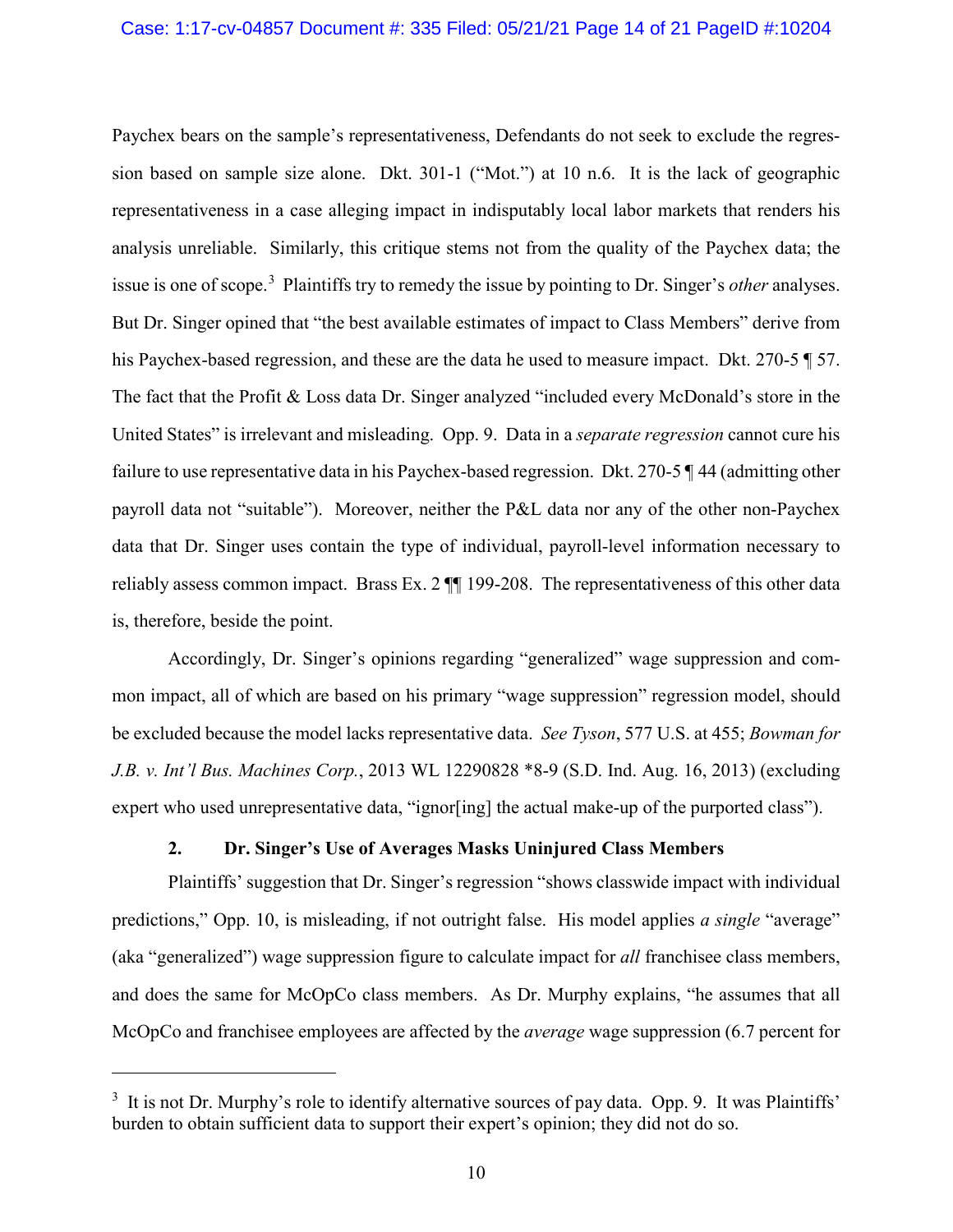Paychex bears on the sample's representativeness, Defendants do not seek to exclude the regression based on sample size alone. Dkt. 301-1 ("Mot.") at 10 n.6. It is the lack of geographic representativeness in a case alleging impact in indisputably local labor markets that renders his analysis unreliable. Similarly, this critique stems not from the quality of the Paychex data; the issue is one of scope.[3] Plaintiffs try to remedy the issue by pointing to Dr. Singer's *other* analyses. But Dr. Singer opined that "the best available estimates of impact to Class Members" derive from his Paychex-based regression, and these are the data he used to measure impact. Dkt. 270-5 ¶ 57. The fact that the Profit & Loss data Dr. Singer analyzed "included every McDonald's store in the United States" is irrelevant and misleading. Opp. 9. Data in a *separate regression* cannot cure his failure to use representative data in his Paychex-based regression. Dkt. 270-5 ¶ 44 (admitting other payroll data not "suitable"). Moreover, neither the P&L data nor any of the other non-Paychex data that Dr. Singer uses contain the type of individual, payroll-level information necessary to reliably assess common impact. Brass Ex. 2 ¶¶ 199-208. The representativeness of this other data is, therefore, beside the point.

Accordingly, Dr. Singer's opinions regarding "generalized" wage suppression and common impact, all of which are based on his primary "wage suppression" regression model, should be excluded because the model lacks representative data. *See Tyson*, 577 U.S. at 455; *Bowman for J.B. v. Int'l Bus. Machines Corp.*, 2013 WL 12290828 *8-9 (S.D. Ind. Aug. 16, 2013) (excluding expert who used unrepresentative data, "ignor[ing] the actual make-up of the purported class").

### 2. Dr. Singer's Use of Averages Masks Uninjured Class Members

Plaintiffs' suggestion that Dr. Singer's regression "shows classwide impact with individual predictions," Opp. 10, is misleading, if not outright false. His model applies *a single* "average" (aka "generalized") wage suppression figure to calculate impact for *all* franchisee class members, and does the same for McOpCo class members. As Dr. Murphy explains, "he assumes that all McOpCo and franchisee employees are affected by the *average* wage suppression (6.7 percent for

---

[3] It is not Dr. Murphy's role to identify alternative sources of pay data. Opp. 9. It was Plaintiffs' burden to obtain sufficient data to support their expert's opinion; they did not do so.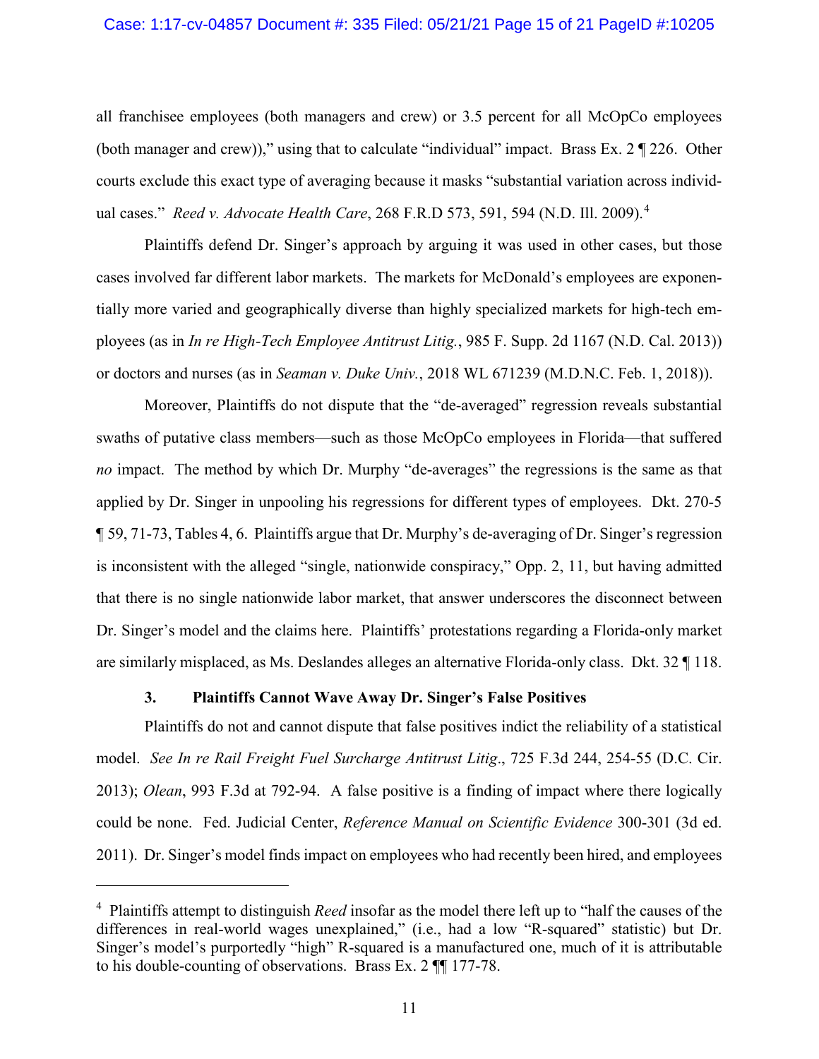all franchisee employees (both managers and crew) or 3.5 percent for all McOpCo employees (both manager and crew)),” using that to calculate “individual” impact. Brass Ex. 2 ¶ 226. Other courts exclude this exact type of averaging because it masks “substantial variation across individual cases.” *Reed v. Advocate Health Care*, 268 F.R.D 573, 591, 594 (N.D. Ill. 2009).[4]

Plaintiffs defend Dr. Singer’s approach by arguing it was used in other cases, but those cases involved far different labor markets. The markets for McDonald’s employees are exponentially more varied and geographically diverse than highly specialized markets for high-tech employees (as in *In re High-Tech Employee Antitrust Litig.*, 985 F. Supp. 2d 1167 (N.D. Cal. 2013)) or doctors and nurses (as in *Seaman v. Duke Univ.*, 2018 WL 671239 (M.D.N.C. Feb. 1, 2018)).

Moreover, Plaintiffs do not dispute that the “de-averaged” regression reveals substantial swaths of putative class members—such as those McOpCo employees in Florida—that suffered *no* impact. The method by which Dr. Murphy “de-averages” the regressions is the same as that applied by Dr. Singer in unpooling his regressions for different types of employees. Dkt. 270-5 ¶ 59, 71-73, Tables 4, 6. Plaintiffs argue that Dr. Murphy’s de-averaging of Dr. Singer’s regression is inconsistent with the alleged “single, nationwide conspiracy,” Opp. 2, 11, but having admitted that there is no single nationwide labor market, that answer underscores the disconnect between Dr. Singer’s model and the claims here. Plaintiffs’ protestations regarding a Florida-only market are similarly misplaced, as Ms. Deslandes alleges an alternative Florida-only class. Dkt. 32 ¶ 118.

### 3. Plaintiffs Cannot Wave Away Dr. Singer’s False Positives

Plaintiffs do not and cannot dispute that false positives indict the reliability of a statistical model. *See In re Rail Freight Fuel Surcharge Antitrust Litig*., 725 F.3d 244, 254-55 (D.C. Cir. 2013); *Olean*, 993 F.3d at 792-94. A false positive is a finding of impact where there logically could be none. Fed. Judicial Center, *Reference Manual on Scientific Evidence* 300-301 (3d ed. 2011). Dr. Singer’s model finds impact on employees who had recently been hired, and employees

---

[4] Plaintiffs attempt to distinguish *Reed* insofar as the model there left up to “half the causes of the differences in real-world wages unexplained,” (i.e., had a low “R-squared” statistic) but Dr. Singer’s model’s purportedly “high” R-squared is a manufactured one, much of it is attributable to his double-counting of observations. Brass Ex. 2 ¶¶ 177-78.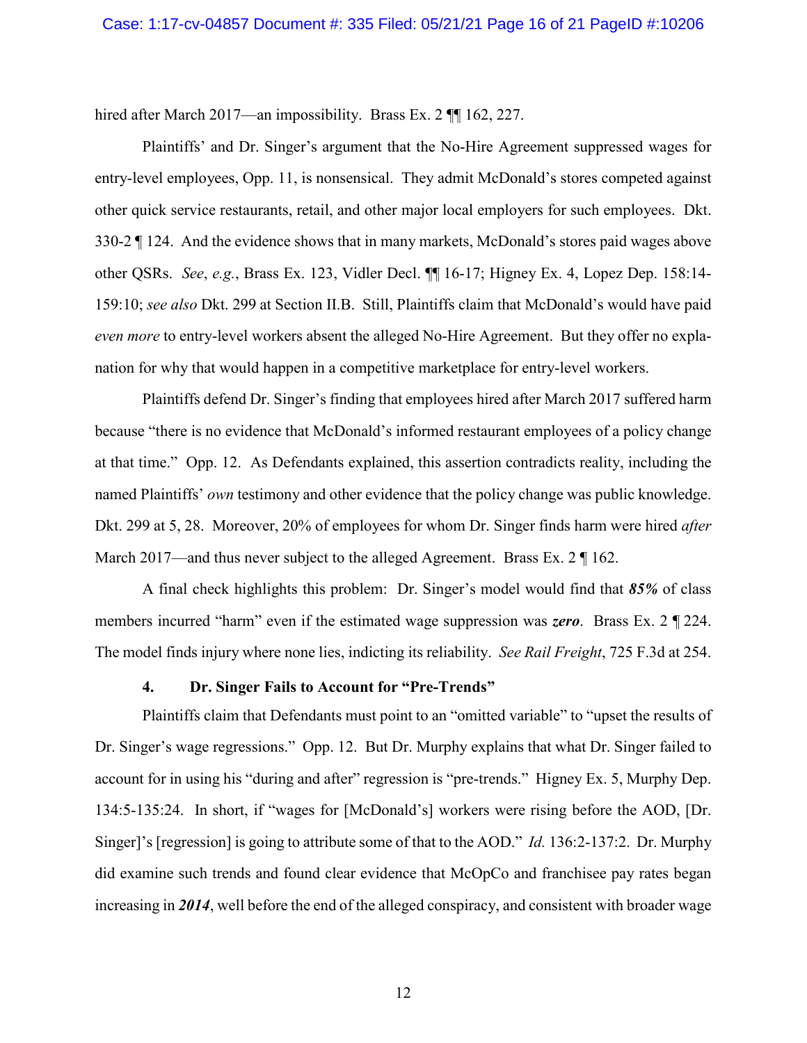hired after March 2017—an impossibility. Brass Ex. 2 ¶¶ 162, 227.

Plaintiffs' and Dr. Singer's argument that the No-Hire Agreement suppressed wages for entry-level employees, Opp. 11, is nonsensical. They admit McDonald's stores competed against other quick service restaurants, retail, and other major local employers for such employees. Dkt. 330-2 ¶ 124. And the evidence shows that in many markets, McDonald's stores paid wages above other QSRs. *See*, *e.g.*, Brass Ex. 123, Vidler Decl. ¶¶ 16-17; Higney Ex. 4, Lopez Dep. 158:14-159:10; *see also* Dkt. 299 at Section II.B. Still, Plaintiffs claim that McDonald's would have paid *even more* to entry-level workers absent the alleged No-Hire Agreement. But they offer no explanation for why that would happen in a competitive marketplace for entry-level workers.

Plaintiffs defend Dr. Singer's finding that employees hired after March 2017 suffered harm because "there is no evidence that McDonald's informed restaurant employees of a policy change at that time." Opp. 12. As Defendants explained, this assertion contradicts reality, including the named Plaintiffs' *own* testimony and other evidence that the policy change was public knowledge. Dkt. 299 at 5, 28. Moreover, 20% of employees for whom Dr. Singer finds harm were hired *after* March 2017—and thus never subject to the alleged Agreement. Brass Ex. 2 ¶ 162.

A final check highlights this problem: Dr. Singer's model would find that ***85%*** of class members incurred "harm" even if the estimated wage suppression was ***zero***. Brass Ex. 2 ¶ 224. The model finds injury where none lies, indicting its reliability. *See Rail Freight*, 725 F.3d at 254.

#### 4. Dr. Singer Fails to Account for "Pre-Trends"

Plaintiffs claim that Defendants must point to an "omitted variable" to "upset the results of Dr. Singer's wage regressions." Opp. 12. But Dr. Murphy explains that what Dr. Singer failed to account for in using his "during and after" regression is "pre-trends." Higney Ex. 5, Murphy Dep. 134:5-135:24. In short, if "wages for [McDonald's] workers were rising before the AOD, [Dr. Singer]'s [regression] is going to attribute some of that to the AOD." *Id.* 136:2-137:2. Dr. Murphy did examine such trends and found clear evidence that McOpCo and franchisee pay rates began increasing in ***2014***, well before the end of the alleged conspiracy, and consistent with broader wage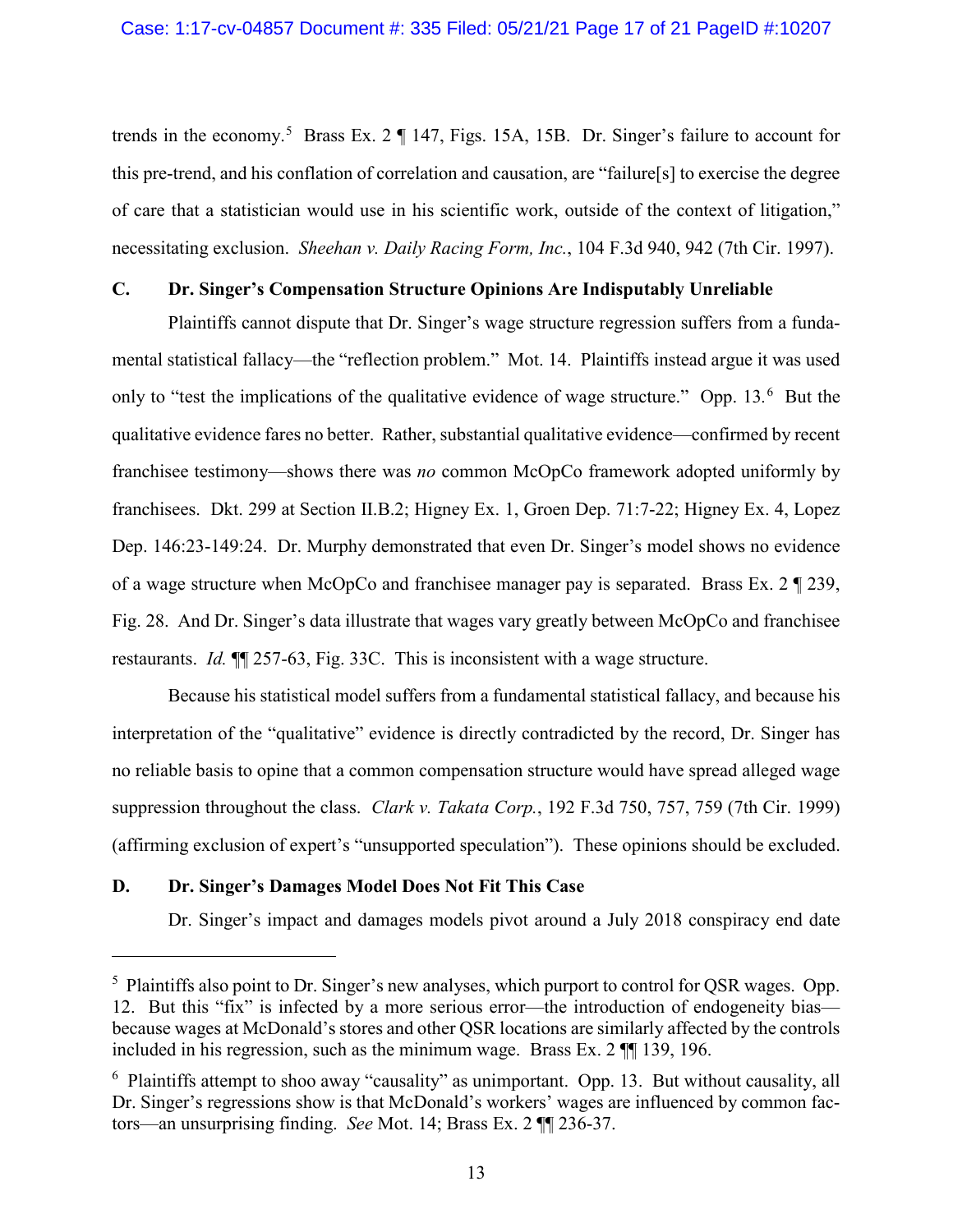trends in the economy.[5] Brass Ex. 2 ¶ 147, Figs. 15A, 15B. Dr. Singer's failure to account for this pre-trend, and his conflation of correlation and causation, are "failure[s] to exercise the degree of care that a statistician would use in his scientific work, outside of the context of litigation," necessitating exclusion. *Sheehan v. Daily Racing Form, Inc.*, 104 F.3d 940, 942 (7th Cir. 1997).

### C. Dr. Singer's Compensation Structure Opinions Are Indisputably Unreliable

Plaintiffs cannot dispute that Dr. Singer's wage structure regression suffers from a fundamental statistical fallacy—the "reflection problem." Mot. 14. Plaintiffs instead argue it was used only to "test the implications of the qualitative evidence of wage structure." Opp. 13.[6] But the qualitative evidence fares no better. Rather, substantial qualitative evidence—confirmed by recent franchisee testimony—shows there was *no* common McOpCo framework adopted uniformly by franchisees. Dkt. 299 at Section II.B.2; Higney Ex. 1, Groen Dep. 71:7-22; Higney Ex. 4, Lopez Dep. 146:23-149:24. Dr. Murphy demonstrated that even Dr. Singer's model shows no evidence of a wage structure when McOpCo and franchisee manager pay is separated. Brass Ex. 2 ¶ 239, Fig. 28. And Dr. Singer's data illustrate that wages vary greatly between McOpCo and franchisee restaurants. *Id.* ¶¶ 257-63, Fig. 33C. This is inconsistent with a wage structure.

Because his statistical model suffers from a fundamental statistical fallacy, and because his interpretation of the "qualitative" evidence is directly contradicted by the record, Dr. Singer has no reliable basis to opine that a common compensation structure would have spread alleged wage suppression throughout the class. *Clark v. Takata Corp.*, 192 F.3d 750, 757, 759 (7th Cir. 1999) (affirming exclusion of expert's "unsupported speculation"). These opinions should be excluded.

### D. Dr. Singer's Damages Model Does Not Fit This Case

Dr. Singer's impact and damages models pivot around a July 2018 conspiracy end date

---

[5] Plaintiffs also point to Dr. Singer's new analyses, which purport to control for QSR wages. Opp. 12. But this "fix" is infected by a more serious error—the introduction of endogeneity bias—because wages at McDonald's stores and other QSR locations are similarly affected by the controls included in his regression, such as the minimum wage. Brass Ex. 2 ¶¶ 139, 196.

[6] Plaintiffs attempt to shoo away "causality" as unimportant. Opp. 13. But without causality, all Dr. Singer's regressions show is that McDonald's workers' wages are influenced by common factors—an unsurprising finding. *See* Mot. 14; Brass Ex. 2 ¶¶ 236-37.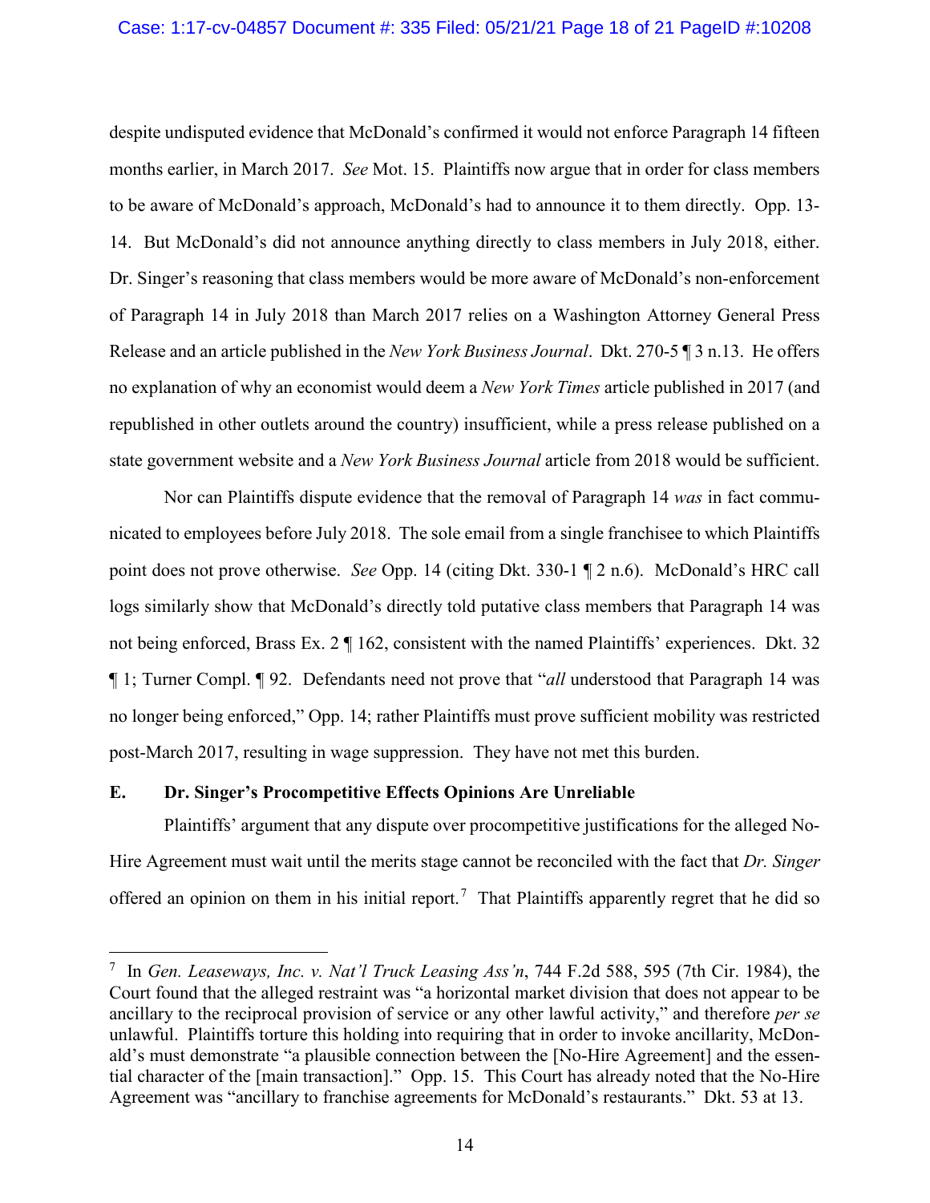despite undisputed evidence that McDonald's confirmed it would not enforce Paragraph 14 fifteen months earlier, in March 2017. *See* Mot. 15. Plaintiffs now argue that in order for class members to be aware of McDonald's approach, McDonald's had to announce it to them directly. Opp. 13-14. But McDonald's did not announce anything directly to class members in July 2018, either. Dr. Singer's reasoning that class members would be more aware of McDonald's non-enforcement of Paragraph 14 in July 2018 than March 2017 relies on a Washington Attorney General Press Release and an article published in the *New York Business Journal*. Dkt. 270-5 ¶ 3 n.13. He offers no explanation of why an economist would deem a *New York Times* article published in 2017 (and republished in other outlets around the country) insufficient, while a press release published on a state government website and a *New York Business Journal* article from 2018 would be sufficient.

Nor can Plaintiffs dispute evidence that the removal of Paragraph 14 *was* in fact communicated to employees before July 2018. The sole email from a single franchisee to which Plaintiffs point does not prove otherwise. *See* Opp. 14 (citing Dkt. 330-1 ¶ 2 n.6). McDonald's HRC call logs similarly show that McDonald's directly told putative class members that Paragraph 14 was not being enforced, Brass Ex. 2 ¶ 162, consistent with the named Plaintiffs' experiences. Dkt. 32 ¶ 1; Turner Compl. ¶ 92. Defendants need not prove that "*all* understood that Paragraph 14 was no longer being enforced," Opp. 14; rather Plaintiffs must prove sufficient mobility was restricted post-March 2017, resulting in wage suppression. They have not met this burden.

### E. Dr. Singer's Procompetitive Effects Opinions Are Unreliable

Plaintiffs' argument that any dispute over procompetitive justifications for the alleged No-Hire Agreement must wait until the merits stage cannot be reconciled with the fact that *Dr. Singer* offered an opinion on them in his initial report.[7] That Plaintiffs apparently regret that he did so

---

[7] In *Gen. Leaseways, Inc. v. Nat'l Truck Leasing Ass'n*, 744 F.2d 588, 595 (7th Cir. 1984), the Court found that the alleged restraint was "a horizontal market division that does not appear to be ancillary to the reciprocal provision of service or any other lawful activity," and therefore *per se* unlawful. Plaintiffs torture this holding into requiring that in order to invoke ancillarity, McDonald's must demonstrate "a plausible connection between the [No-Hire Agreement] and the essential character of the [main transaction]." Opp. 15. This Court has already noted that the No-Hire Agreement was "ancillary to franchise agreements for McDonald's restaurants." Dkt. 53 at 13.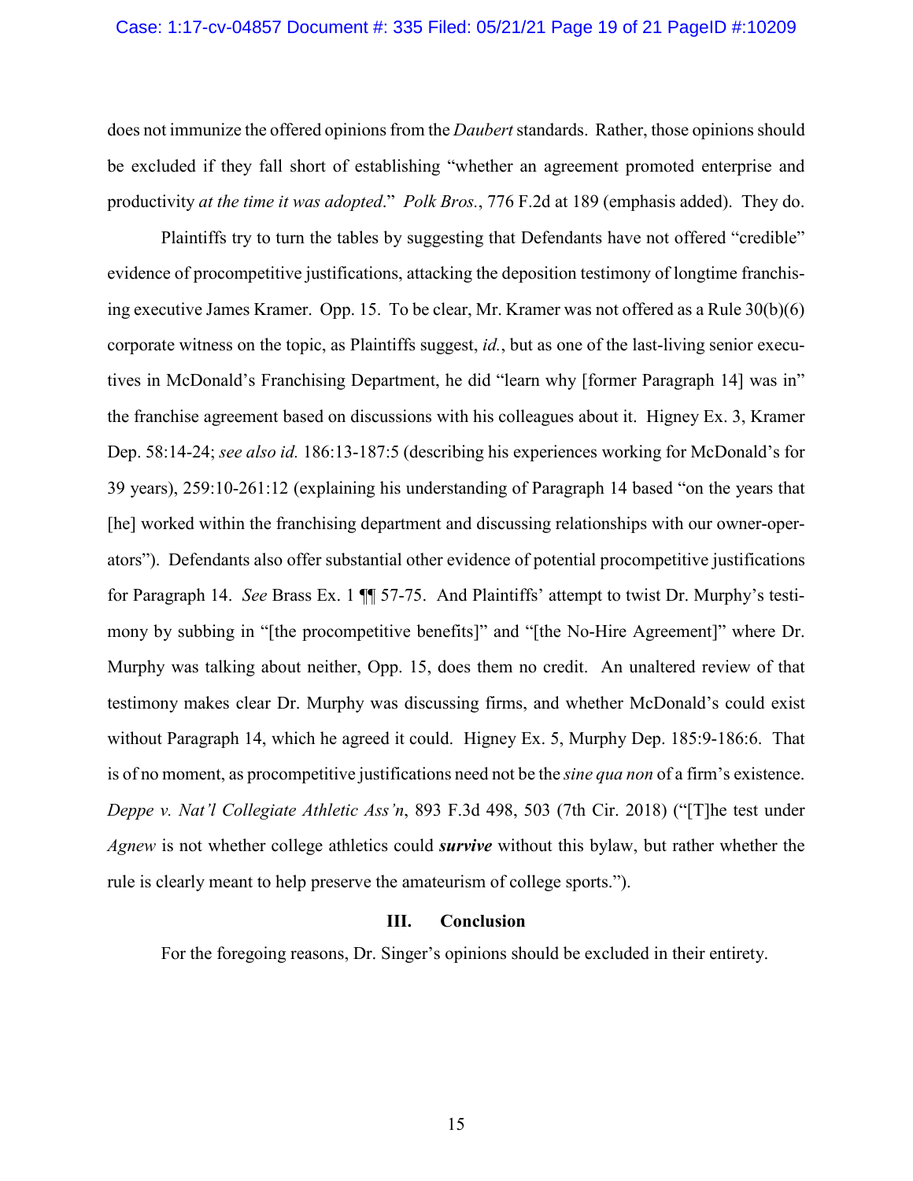does not immunize the offered opinions from the *Daubert* standards. Rather, those opinions should be excluded if they fall short of establishing "whether an agreement promoted enterprise and productivity *at the time it was adopted*." *Polk Bros.*, 776 F.2d at 189 (emphasis added). They do.

Plaintiffs try to turn the tables by suggesting that Defendants have not offered "credible" evidence of procompetitive justifications, attacking the deposition testimony of longtime franchising executive James Kramer. Opp. 15. To be clear, Mr. Kramer was not offered as a Rule 30(b)(6) corporate witness on the topic, as Plaintiffs suggest, *id.*, but as one of the last-living senior executives in McDonald's Franchising Department, he did "learn why [former Paragraph 14] was in" the franchise agreement based on discussions with his colleagues about it. Higney Ex. 3, Kramer Dep. 58:14-24; *see also id.* 186:13-187:5 (describing his experiences working for McDonald's for 39 years), 259:10-261:12 (explaining his understanding of Paragraph 14 based "on the years that [he] worked within the franchising department and discussing relationships with our owner-operators"). Defendants also offer substantial other evidence of potential procompetitive justifications for Paragraph 14. *See* Brass Ex. 1 ¶¶ 57-75. And Plaintiffs' attempt to twist Dr. Murphy's testimony by subbing in "[the procompetitive benefits]" and "[the No-Hire Agreement]" where Dr. Murphy was talking about neither, Opp. 15, does them no credit. An unaltered review of that testimony makes clear Dr. Murphy was discussing firms, and whether McDonald's could exist without Paragraph 14, which he agreed it could. Higney Ex. 5, Murphy Dep. 185:9-186:6. That is of no moment, as procompetitive justifications need not be the *sine qua non* of a firm's existence. *Deppe v. Nat'l Collegiate Athletic Ass'n*, 893 F.3d 498, 503 (7th Cir. 2018) ("[T]he test under *Agnew* is not whether college athletics could ***survive*** without this bylaw, but rather whether the rule is clearly meant to help preserve the amateurism of college sports.").

## III. Conclusion

For the foregoing reasons, Dr. Singer's opinions should be excluded in their entirety.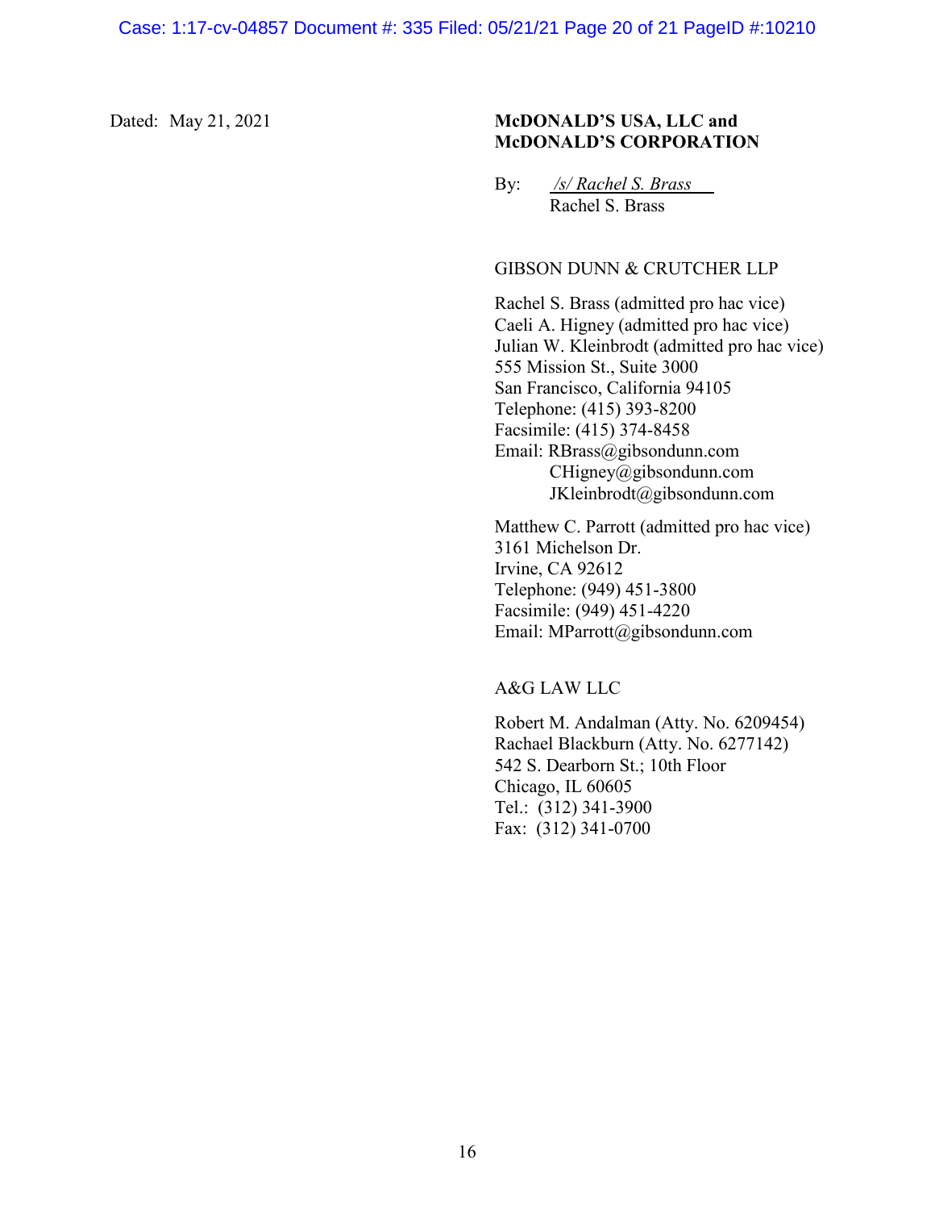Dated: May 21, 2021

**McDONALD'S USA, LLC and McDONALD'S CORPORATION**

By: */s/ Rachel S. Brass*
Rachel S. Brass

GIBSON DUNN & CRUTCHER LLP

Rachel S. Brass (admitted pro hac vice)
Caeli A. Higney (admitted pro hac vice)
Julian W. Kleinbrodt (admitted pro hac vice)
555 Mission St., Suite 3000
San Francisco, California 94105
Telephone: (415) 393-8200
Facsimile: (415) 374-8458
Email: RBrass@gibsondunn.com
CHigney@gibsondunn.com
JKleinbrodt@gibsondunn.com

Matthew C. Parrott (admitted pro hac vice)
3161 Michelson Dr.
Irvine, CA 92612
Telephone: (949) 451-3800
Facsimile: (949) 451-4220
Email: MParrott@gibsondunn.com

A&G LAW LLC

Robert M. Andalman (Atty. No. 6209454)
Rachael Blackburn (Atty. No. 6277142)
542 S. Dearborn St.; 10th Floor
Chicago, IL 60605
Tel.: (312) 341-3900
Fax: (312) 341-0700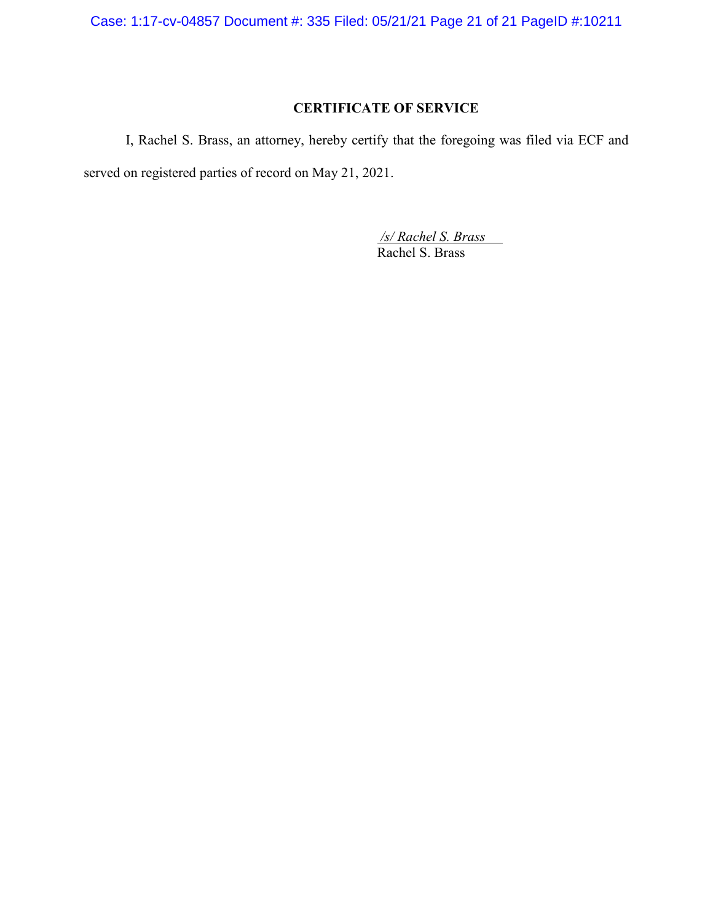## CERTIFICATE OF SERVICE

I, Rachel S. Brass, an attorney, hereby certify that the foregoing was filed via ECF and served on registered parties of record on May 21, 2021.

*/s/ Rachel S. Brass*
Rachel S. Brass